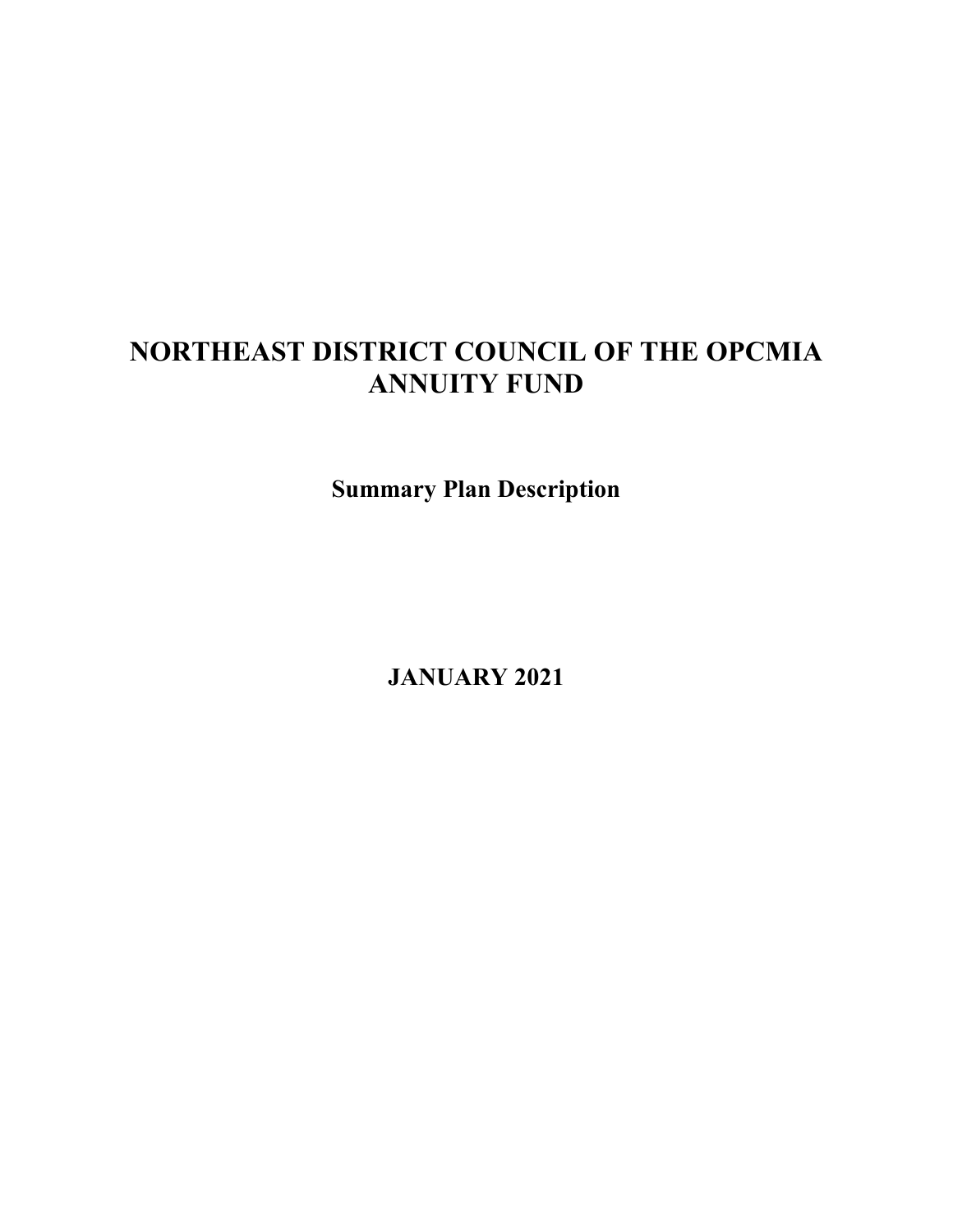# NORTHEAST DISTRICT COUNCIL OF THE OPCMIA ANNUITY FUND

## Summary Plan Description

**JANUARY 2021**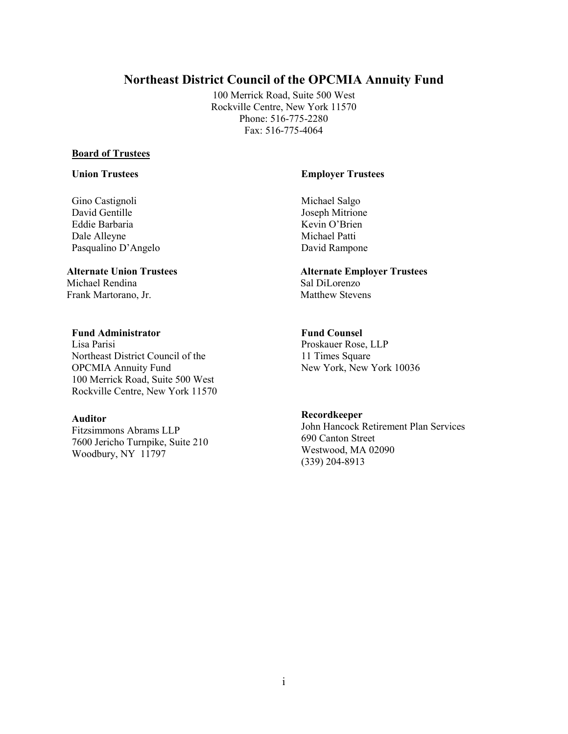# Northeast District Council of the OPCMIA Annuity Fund

100 Merrick Road, Suite 500 West
Rockville Centre, New York 11570
Phone: 516-775-2280
Fax: 516-775-4064

**Board of Trustees**

**Union Trustees**

Gino Castignoli
David Gentille
Eddie Barbaria
Dale Alleyne
Pasqualino D'Angelo

**Alternate Union Trustees**

Michael Rendina
Frank Martorano, Jr.

**Employer Trustees**

Michael Salgo
Joseph Mitrione
Kevin O'Brien
Michael Patti
David Rampone

**Alternate Employer Trustees**

Sal DiLorenzo
Matthew Stevens

**Fund Administrator**

Lisa Parisi
Northeast District Council of the
OPCMIA Annuity Fund
100 Merrick Road, Suite 500 West
Rockville Centre, New York 11570

**Auditor**

Fitzsimmons Abrams LLP
7600 Jericho Turnpike, Suite 210
Woodbury, NY 11797

**Fund Counsel**

Proskauer Rose, LLP
11 Times Square
New York, New York 10036

**Recordkeeper**

John Hancock Retirement Plan Services
690 Canton Street
Westwood, MA 02090
(339) 204-8913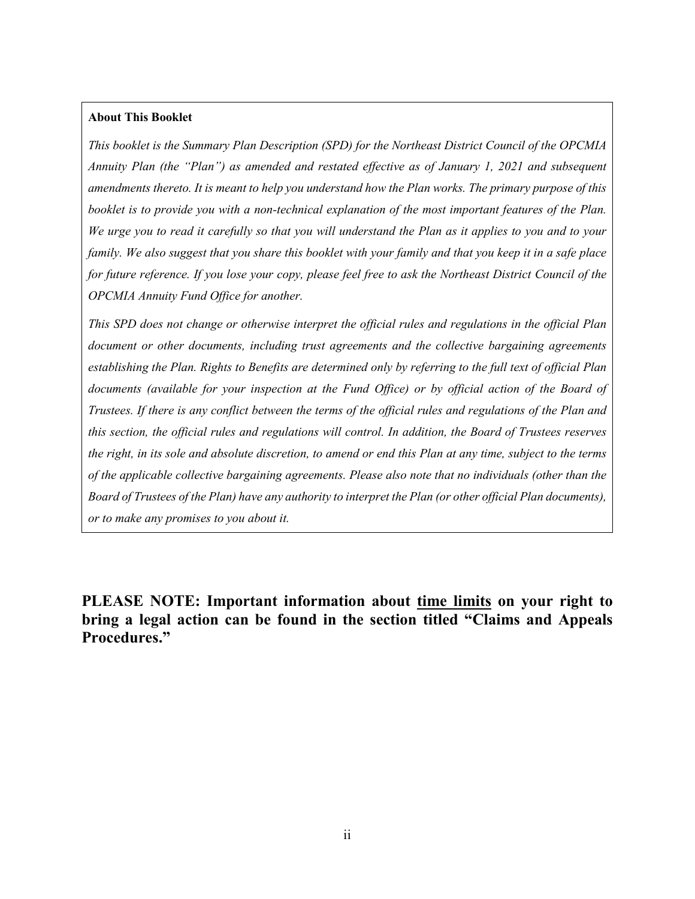**About This Booklet**

*This booklet is the Summary Plan Description (SPD) for the Northeast District Council of the OPCMIA Annuity Plan (the "Plan") as amended and restated effective as of January 1, 2021 and subsequent amendments thereto. It is meant to help you understand how the Plan works. The primary purpose of this booklet is to provide you with a non-technical explanation of the most important features of the Plan. We urge you to read it carefully so that you will understand the Plan as it applies to you and to your family. We also suggest that you share this booklet with your family and that you keep it in a safe place for future reference. If you lose your copy, please feel free to ask the Northeast District Council of the OPCMIA Annuity Fund Office for another.*

*This SPD does not change or otherwise interpret the official rules and regulations in the official Plan document or other documents, including trust agreements and the collective bargaining agreements establishing the Plan. Rights to Benefits are determined only by referring to the full text of official Plan documents (available for your inspection at the Fund Office) or by official action of the Board of Trustees. If there is any conflict between the terms of the official rules and regulations of the Plan and this section, the official rules and regulations will control. In addition, the Board of Trustees reserves the right, in its sole and absolute discretion, to amend or end this Plan at any time, subject to the terms of the applicable collective bargaining agreements. Please also note that no individuals (other than the Board of Trustees of the Plan) have any authority to interpret the Plan (or other official Plan documents), or to make any promises to you about it.*

**PLEASE NOTE: Important information about <u>time limits</u> on your right to bring a legal action can be found in the section titled "Claims and Appeals Procedures."**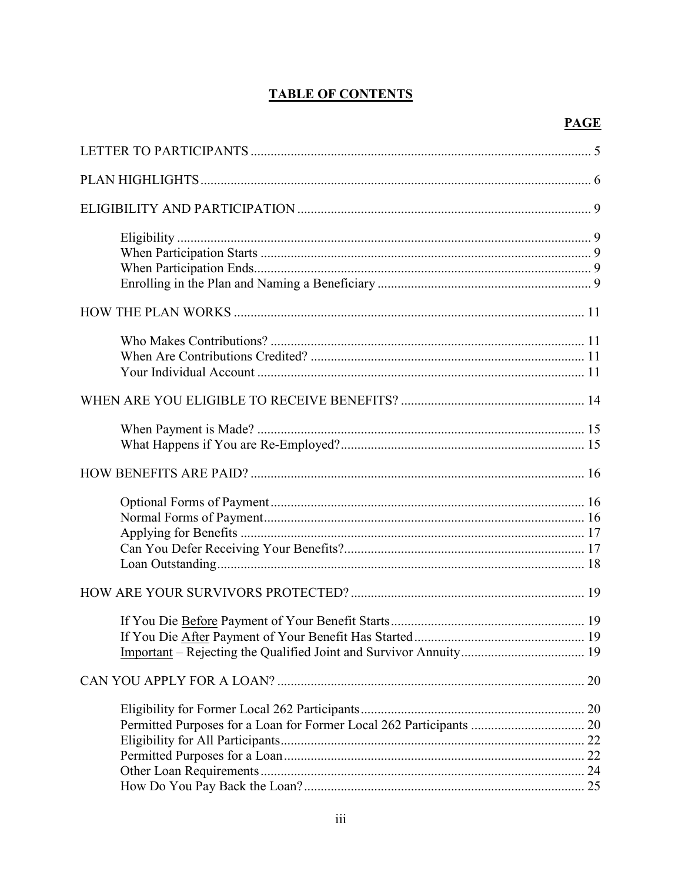# TABLE OF CONTENTS

| | PAGE |
|---|---|
| LETTER TO PARTICIPANTS | 5 |
| PLAN HIGHLIGHTS | 6 |
| ELIGIBILITY AND PARTICIPATION | 9 |
| Eligibility | 9 |
| When Participation Starts | 9 |
| When Participation Ends | 9 |
| Enrolling in the Plan and Naming a Beneficiary | 9 |
| HOW THE PLAN WORKS | 11 |
| Who Makes Contributions? | 11 |
| When Are Contributions Credited? | 11 |
| Your Individual Account | 11 |
| WHEN ARE YOU ELIGIBLE TO RECEIVE BENEFITS? | 14 |
| When Payment is Made? | 15 |
| What Happens if You are Re-Employed? | 15 |
| HOW BENEFITS ARE PAID? | 16 |
| Optional Forms of Payment | 16 |
| Normal Forms of Payment | 16 |
| Applying for Benefits | 17 |
| Can You Defer Receiving Your Benefits? | 17 |
| Loan Outstanding | 18 |
| HOW ARE YOUR SURVIVORS PROTECTED? | 19 |
| If You Die <u>Before</u> Payment of Your Benefit Starts | 19 |
| If You Die <u>After</u> Payment of Your Benefit Has Started | 19 |
| <u>Important</u> – Rejecting the Qualified Joint and Survivor Annuity | 19 |
| CAN YOU APPLY FOR A LOAN? | 20 |
| Eligibility for Former Local 262 Participants | 20 |
| Permitted Purposes for a Loan for Former Local 262 Participants | 20 |
| Eligibility for All Participants | 22 |
| Permitted Purposes for a Loan | 22 |
| Other Loan Requirements | 24 |
| How Do You Pay Back the Loan? | 25 |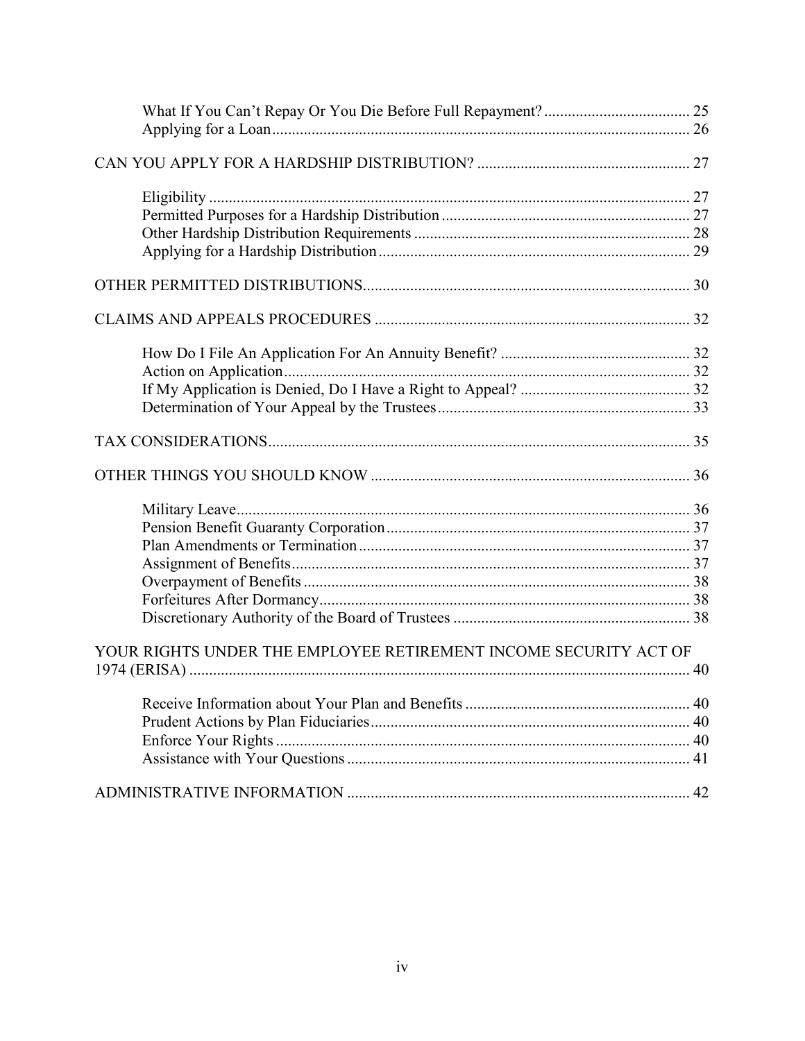What If You Can't Repay Or You Die Before Full Repayment? ..................................... 25
Applying for a Loan ......................................................................................................... 26

CAN YOU APPLY FOR A HARDSHIP DISTRIBUTION? ..................................................... 27

Eligibility ......................................................................................................................... 27
Permitted Purposes for a Hardship Distribution .............................................................. 27
Other Hardship Distribution Requirements ..................................................................... 28
Applying for a Hardship Distribution .............................................................................. 29

OTHER PERMITTED DISTRIBUTIONS .................................................................................. 30

CLAIMS AND APPEALS PROCEDURES ............................................................................... 32

How Do I File An Application For An Annuity Benefit? ................................................ 32
Action on Application ...................................................................................................... 32
If My Application is Denied, Do I Have a Right to Appeal? ........................................... 32
Determination of Your Appeal by the Trustees ................................................................ 33

TAX CONSIDERATIONS .......................................................................................................... 35

OTHER THINGS YOU SHOULD KNOW ................................................................................ 36

Military Leave ................................................................................................................... 36
Pension Benefit Guaranty Corporation ............................................................................. 37
Plan Amendments or Termination .................................................................................... 37
Assignment of Benefits ..................................................................................................... 37
Overpayment of Benefits .................................................................................................. 38
Forfeitures After Dormancy .............................................................................................. 38
Discretionary Authority of the Board of Trustees ............................................................ 38

YOUR RIGHTS UNDER THE EMPLOYEE RETIREMENT INCOME SECURITY ACT OF 1974 (ERISA) ............................................................................................................................. 40

Receive Information about Your Plan and Benefits ......................................................... 40
Prudent Actions by Plan Fiduciaries ................................................................................. 40
Enforce Your Rights ......................................................................................................... 40
Assistance with Your Questions ....................................................................................... 41

ADMINISTRATIVE INFORMATION ...................................................................................... 42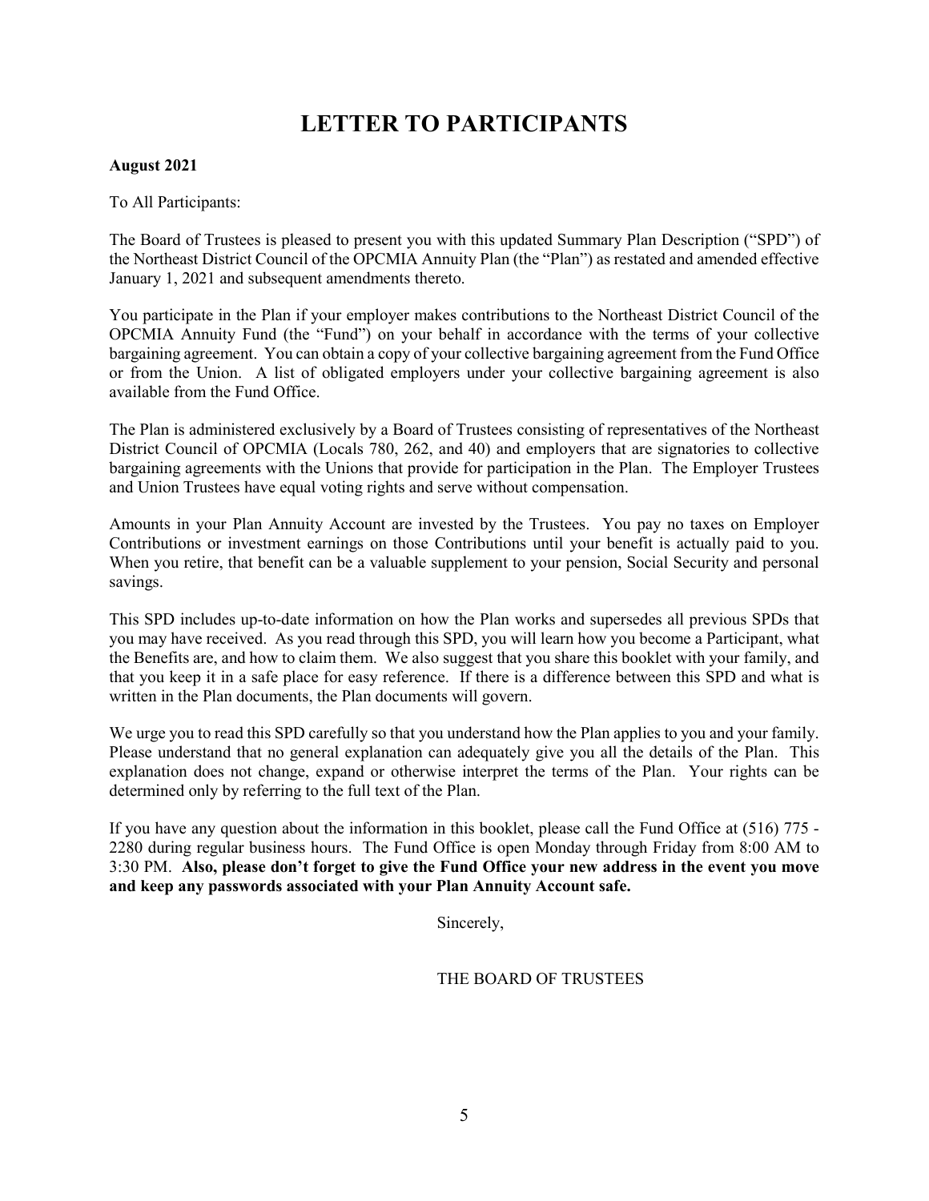# LETTER TO PARTICIPANTS

**August 2021**

To All Participants:

The Board of Trustees is pleased to present you with this updated Summary Plan Description ("SPD") of the Northeast District Council of the OPCMIA Annuity Plan (the "Plan") as restated and amended effective January 1, 2021 and subsequent amendments thereto.

You participate in the Plan if your employer makes contributions to the Northeast District Council of the OPCMIA Annuity Fund (the "Fund") on your behalf in accordance with the terms of your collective bargaining agreement. You can obtain a copy of your collective bargaining agreement from the Fund Office or from the Union. A list of obligated employers under your collective bargaining agreement is also available from the Fund Office.

The Plan is administered exclusively by a Board of Trustees consisting of representatives of the Northeast District Council of OPCMIA (Locals 780, 262, and 40) and employers that are signatories to collective bargaining agreements with the Unions that provide for participation in the Plan. The Employer Trustees and Union Trustees have equal voting rights and serve without compensation.

Amounts in your Plan Annuity Account are invested by the Trustees. You pay no taxes on Employer Contributions or investment earnings on those Contributions until your benefit is actually paid to you. When you retire, that benefit can be a valuable supplement to your pension, Social Security and personal savings.

This SPD includes up-to-date information on how the Plan works and supersedes all previous SPDs that you may have received. As you read through this SPD, you will learn how you become a Participant, what the Benefits are, and how to claim them. We also suggest that you share this booklet with your family, and that you keep it in a safe place for easy reference. If there is a difference between this SPD and what is written in the Plan documents, the Plan documents will govern.

We urge you to read this SPD carefully so that you understand how the Plan applies to you and your family. Please understand that no general explanation can adequately give you all the details of the Plan. This explanation does not change, expand or otherwise interpret the terms of the Plan. Your rights can be determined only by referring to the full text of the Plan.

If you have any question about the information in this booklet, please call the Fund Office at (516) 775 - 2280 during regular business hours. The Fund Office is open Monday through Friday from 8:00 AM to 3:30 PM. **Also, please don't forget to give the Fund Office your new address in the event you move and keep any passwords associated with your Plan Annuity Account safe.**

Sincerely,

THE BOARD OF TRUSTEES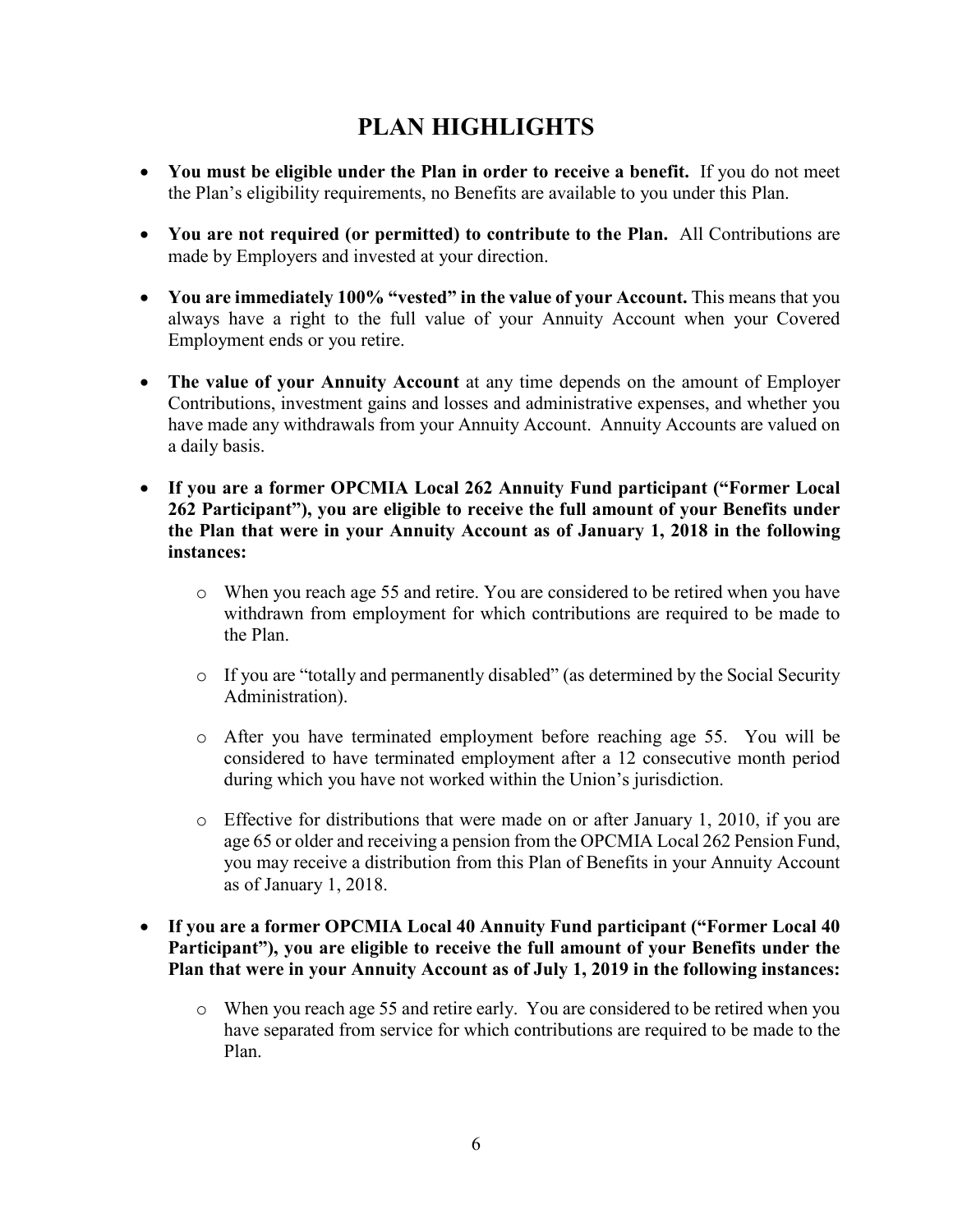# PLAN HIGHLIGHTS

- **You must be eligible under the Plan in order to receive a benefit.** If you do not meet the Plan's eligibility requirements, no Benefits are available to you under this Plan.
- **You are not required (or permitted) to contribute to the Plan.** All Contributions are made by Employers and invested at your direction.
- **You are immediately 100% "vested" in the value of your Account.** This means that you always have a right to the full value of your Annuity Account when your Covered Employment ends or you retire.
- **The value of your Annuity Account** at any time depends on the amount of Employer Contributions, investment gains and losses and administrative expenses, and whether you have made any withdrawals from your Annuity Account. Annuity Accounts are valued on a daily basis.
- **If you are a former OPCMIA Local 262 Annuity Fund participant ("Former Local 262 Participant"), you are eligible to receive the full amount of your Benefits under the Plan that were in your Annuity Account as of January 1, 2018 in the following instances:**
  - When you reach age 55 and retire. You are considered to be retired when you have withdrawn from employment for which contributions are required to be made to the Plan.
  - If you are "totally and permanently disabled" (as determined by the Social Security Administration).
  - After you have terminated employment before reaching age 55. You will be considered to have terminated employment after a 12 consecutive month period during which you have not worked within the Union's jurisdiction.
  - Effective for distributions that were made on or after January 1, 2010, if you are age 65 or older and receiving a pension from the OPCMIA Local 262 Pension Fund, you may receive a distribution from this Plan of Benefits in your Annuity Account as of January 1, 2018.
- **If you are a former OPCMIA Local 40 Annuity Fund participant ("Former Local 40 Participant"), you are eligible to receive the full amount of your Benefits under the Plan that were in your Annuity Account as of July 1, 2019 in the following instances:**
  - When you reach age 55 and retire early. You are considered to be retired when you have separated from service for which contributions are required to be made to the Plan.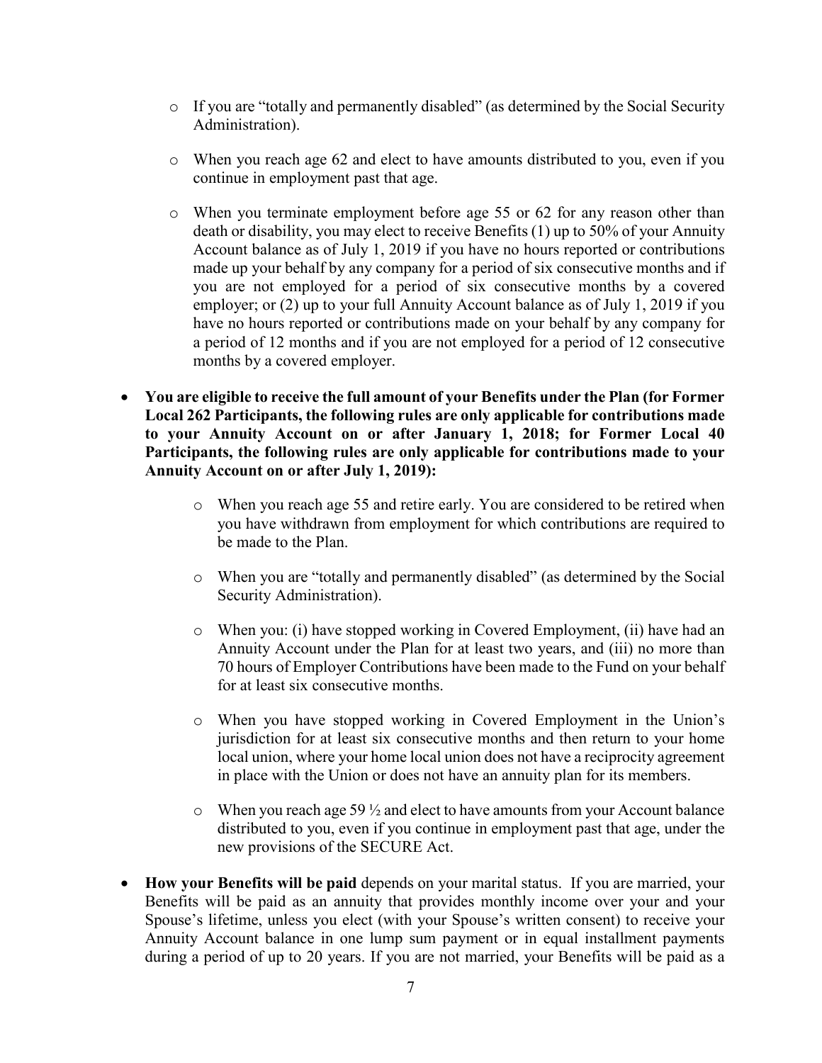- If you are "totally and permanently disabled" (as determined by the Social Security Administration).

  - When you reach age 62 and elect to have amounts distributed to you, even if you continue in employment past that age.

  - When you terminate employment before age 55 or 62 for any reason other than death or disability, you may elect to receive Benefits (1) up to 50% of your Annuity Account balance as of July 1, 2019 if you have no hours reported or contributions made up your behalf by any company for a period of six consecutive months and if you are not employed for a period of six consecutive months by a covered employer; or (2) up to your full Annuity Account balance as of July 1, 2019 if you have no hours reported or contributions made on your behalf by any company for a period of 12 months and if you are not employed for a period of 12 consecutive months by a covered employer.

- **You are eligible to receive the full amount of your Benefits under the Plan (for Former Local 262 Participants, the following rules are only applicable for contributions made to your Annuity Account on or after January 1, 2018; for Former Local 40 Participants, the following rules are only applicable for contributions made to your Annuity Account on or after July 1, 2019):**

  - When you reach age 55 and retire early. You are considered to be retired when you have withdrawn from employment for which contributions are required to be made to the Plan.

  - When you are "totally and permanently disabled" (as determined by the Social Security Administration).

  - When you: (i) have stopped working in Covered Employment, (ii) have had an Annuity Account under the Plan for at least two years, and (iii) no more than 70 hours of Employer Contributions have been made to the Fund on your behalf for at least six consecutive months.

  - When you have stopped working in Covered Employment in the Union's jurisdiction for at least six consecutive months and then return to your home local union, where your home local union does not have a reciprocity agreement in place with the Union or does not have an annuity plan for its members.

  - When you reach age 59 ½ and elect to have amounts from your Account balance distributed to you, even if you continue in employment past that age, under the new provisions of the SECURE Act.

- **How your Benefits will be paid** depends on your marital status. If you are married, your Benefits will be paid as an annuity that provides monthly income over your and your Spouse's lifetime, unless you elect (with your Spouse's written consent) to receive your Annuity Account balance in one lump sum payment or in equal installment payments during a period of up to 20 years. If you are not married, your Benefits will be paid as a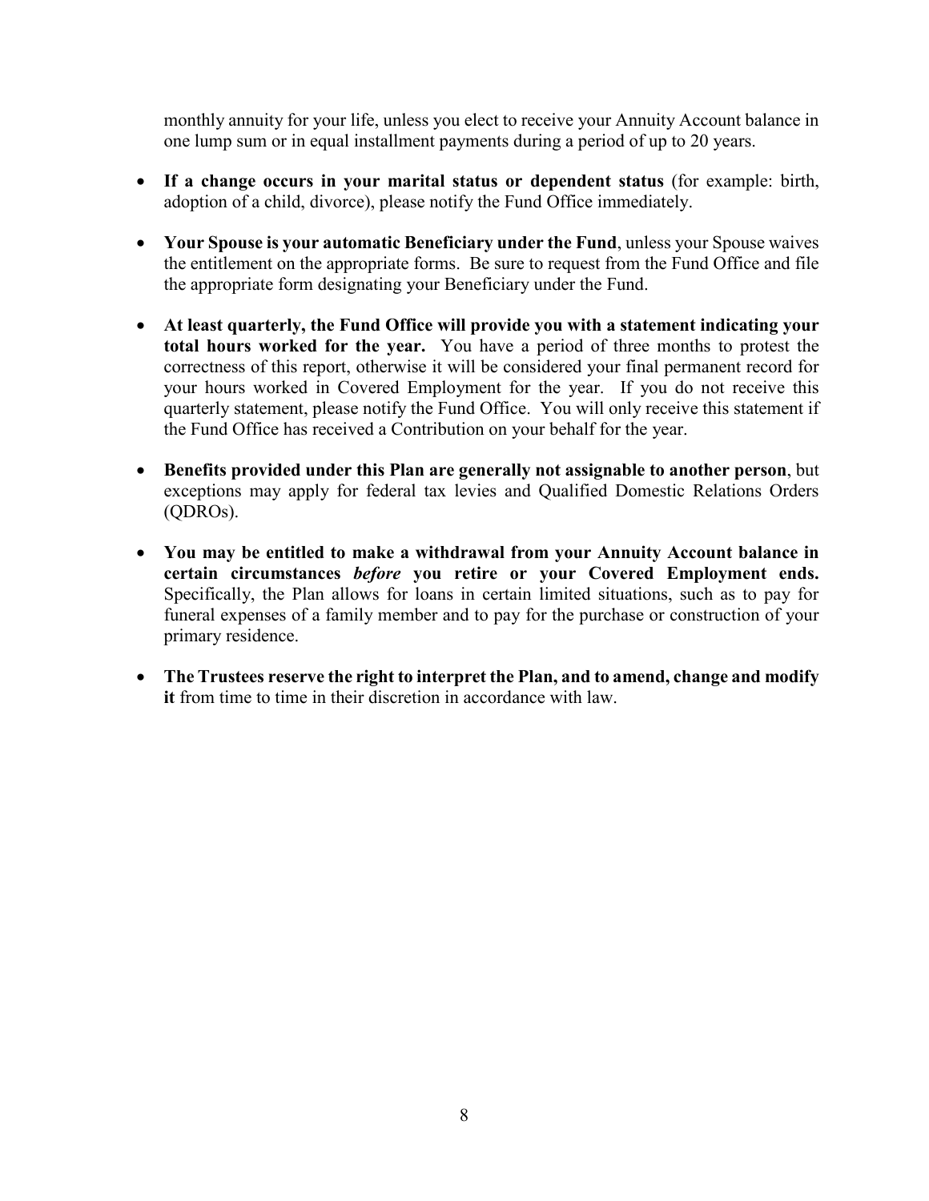monthly annuity for your life, unless you elect to receive your Annuity Account balance in one lump sum or in equal installment payments during a period of up to 20 years.

- **If a change occurs in your marital status or dependent status** (for example: birth, adoption of a child, divorce), please notify the Fund Office immediately.

- **Your Spouse is your automatic Beneficiary under the Fund**, unless your Spouse waives the entitlement on the appropriate forms. Be sure to request from the Fund Office and file the appropriate form designating your Beneficiary under the Fund.

- **At least quarterly, the Fund Office will provide you with a statement indicating your total hours worked for the year.** You have a period of three months to protest the correctness of this report, otherwise it will be considered your final permanent record for your hours worked in Covered Employment for the year. If you do not receive this quarterly statement, please notify the Fund Office. You will only receive this statement if the Fund Office has received a Contribution on your behalf for the year.

- **Benefits provided under this Plan are generally not assignable to another person**, but exceptions may apply for federal tax levies and Qualified Domestic Relations Orders (QDROs).

- **You may be entitled to make a withdrawal from your Annuity Account balance in certain circumstances *before* you retire or your Covered Employment ends.** Specifically, the Plan allows for loans in certain limited situations, such as to pay for funeral expenses of a family member and to pay for the purchase or construction of your primary residence.

- **The Trustees reserve the right to interpret the Plan, and to amend, change and modify it** from time to time in their discretion in accordance with law.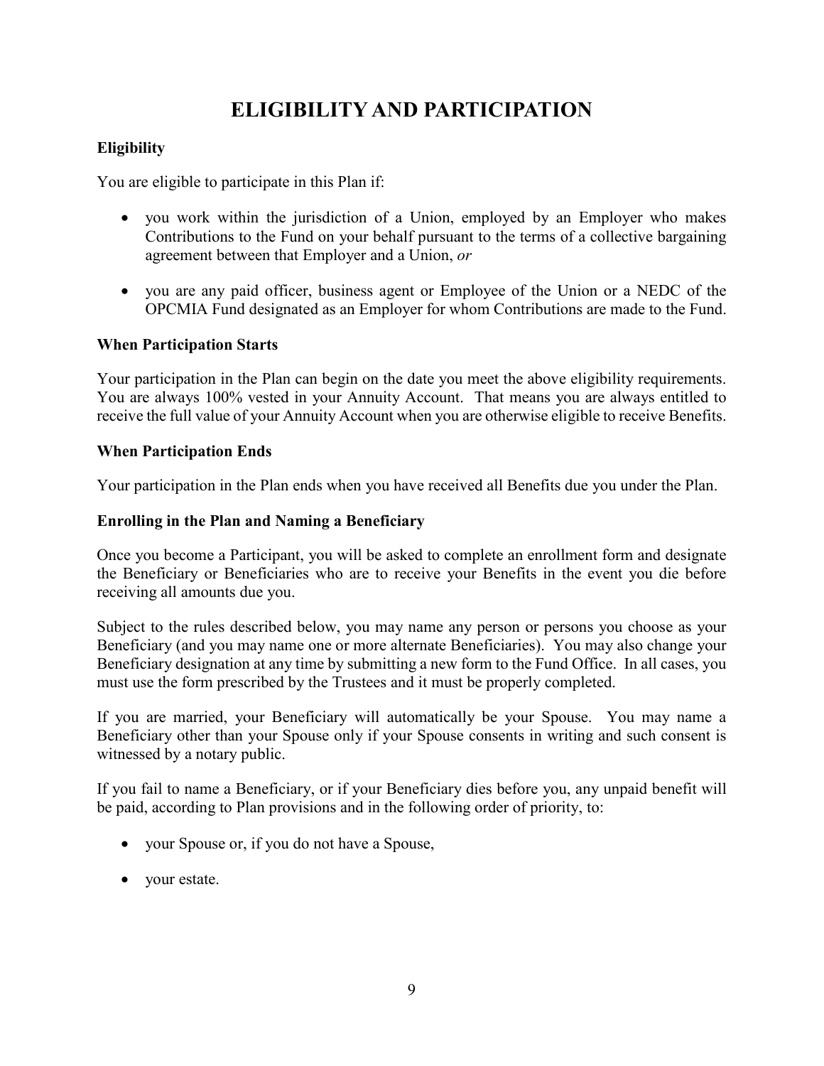# ELIGIBILITY AND PARTICIPATION

### Eligibility

You are eligible to participate in this Plan if:

- you work within the jurisdiction of a Union, employed by an Employer who makes Contributions to the Fund on your behalf pursuant to the terms of a collective bargaining agreement between that Employer and a Union, *or*
- you are any paid officer, business agent or Employee of the Union or a NEDC of the OPCMIA Fund designated as an Employer for whom Contributions are made to the Fund.

### When Participation Starts

Your participation in the Plan can begin on the date you meet the above eligibility requirements. You are always 100% vested in your Annuity Account. That means you are always entitled to receive the full value of your Annuity Account when you are otherwise eligible to receive Benefits.

### When Participation Ends

Your participation in the Plan ends when you have received all Benefits due you under the Plan.

### Enrolling in the Plan and Naming a Beneficiary

Once you become a Participant, you will be asked to complete an enrollment form and designate the Beneficiary or Beneficiaries who are to receive your Benefits in the event you die before receiving all amounts due you.

Subject to the rules described below, you may name any person or persons you choose as your Beneficiary (and you may name one or more alternate Beneficiaries). You may also change your Beneficiary designation at any time by submitting a new form to the Fund Office. In all cases, you must use the form prescribed by the Trustees and it must be properly completed.

If you are married, your Beneficiary will automatically be your Spouse. You may name a Beneficiary other than your Spouse only if your Spouse consents in writing and such consent is witnessed by a notary public.

If you fail to name a Beneficiary, or if your Beneficiary dies before you, any unpaid benefit will be paid, according to Plan provisions and in the following order of priority, to:

- your Spouse or, if you do not have a Spouse,
- your estate.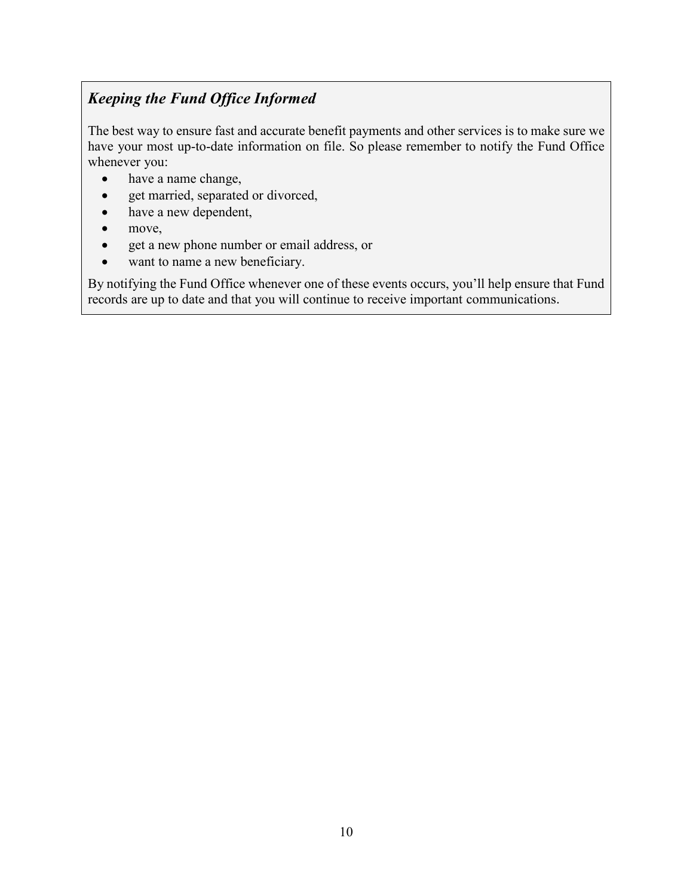### *Keeping the Fund Office Informed*

The best way to ensure fast and accurate benefit payments and other services is to make sure we have your most up-to-date information on file. So please remember to notify the Fund Office whenever you:

- have a name change,
- get married, separated or divorced,
- have a new dependent,
- move,
- get a new phone number or email address, or
- want to name a new beneficiary.

By notifying the Fund Office whenever one of these events occurs, you'll help ensure that Fund records are up to date and that you will continue to receive important communications.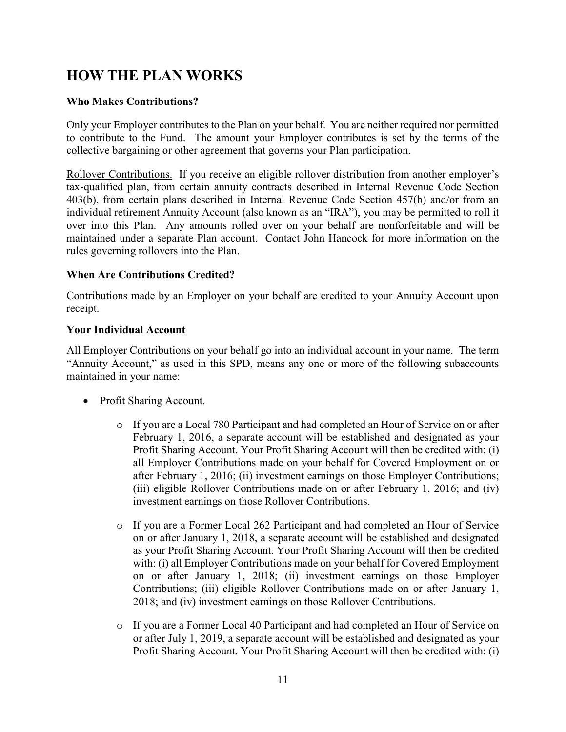# HOW THE PLAN WORKS

### Who Makes Contributions?

Only your Employer contributes to the Plan on your behalf. You are neither required nor permitted to contribute to the Fund. The amount your Employer contributes is set by the terms of the collective bargaining or other agreement that governs your Plan participation.

Rollover Contributions. If you receive an eligible rollover distribution from another employer's tax-qualified plan, from certain annuity contracts described in Internal Revenue Code Section 403(b), from certain plans described in Internal Revenue Code Section 457(b) and/or from an individual retirement Annuity Account (also known as an "IRA"), you may be permitted to roll it over into this Plan. Any amounts rolled over on your behalf are nonforfeitable and will be maintained under a separate Plan account. Contact John Hancock for more information on the rules governing rollovers into the Plan.

### When Are Contributions Credited?

Contributions made by an Employer on your behalf are credited to your Annuity Account upon receipt.

### Your Individual Account

All Employer Contributions on your behalf go into an individual account in your name. The term "Annuity Account," as used in this SPD, means any one or more of the following subaccounts maintained in your name:

- Profit Sharing Account.
  - If you are a Local 780 Participant and had completed an Hour of Service on or after February 1, 2016, a separate account will be established and designated as your Profit Sharing Account. Your Profit Sharing Account will then be credited with: (i) all Employer Contributions made on your behalf for Covered Employment on or after February 1, 2016; (ii) investment earnings on those Employer Contributions; (iii) eligible Rollover Contributions made on or after February 1, 2016; and (iv) investment earnings on those Rollover Contributions.
  - If you are a Former Local 262 Participant and had completed an Hour of Service on or after January 1, 2018, a separate account will be established and designated as your Profit Sharing Account. Your Profit Sharing Account will then be credited with: (i) all Employer Contributions made on your behalf for Covered Employment on or after January 1, 2018; (ii) investment earnings on those Employer Contributions; (iii) eligible Rollover Contributions made on or after January 1, 2018; and (iv) investment earnings on those Rollover Contributions.
  - If you are a Former Local 40 Participant and had completed an Hour of Service on or after July 1, 2019, a separate account will be established and designated as your Profit Sharing Account. Your Profit Sharing Account will then be credited with: (i)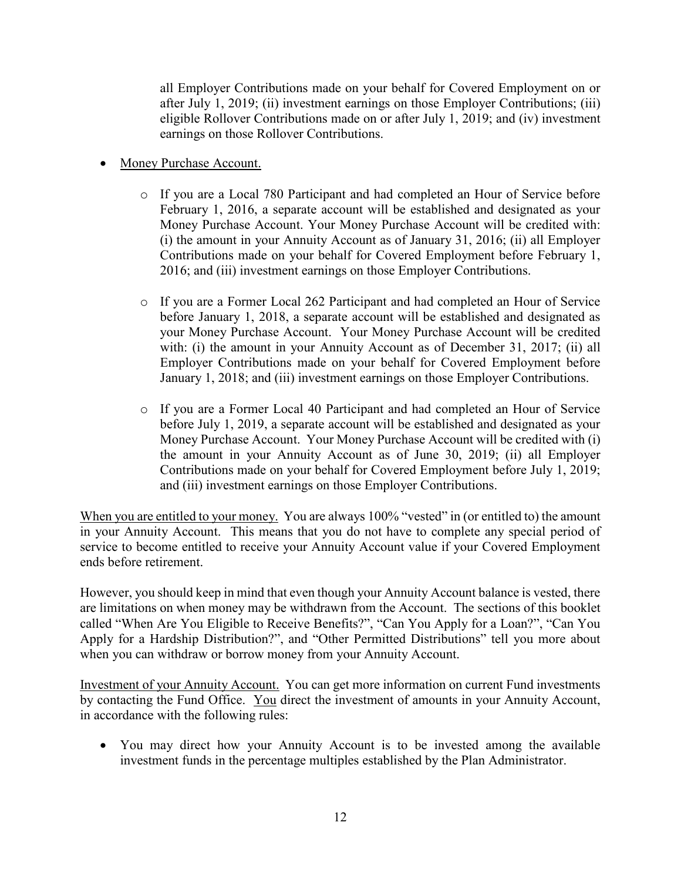all Employer Contributions made on your behalf for Covered Employment on or after July 1, 2019; (ii) investment earnings on those Employer Contributions; (iii) eligible Rollover Contributions made on or after July 1, 2019; and (iv) investment earnings on those Rollover Contributions.

- Money Purchase Account.

  - If you are a Local 780 Participant and had completed an Hour of Service before February 1, 2016, a separate account will be established and designated as your Money Purchase Account. Your Money Purchase Account will be credited with: (i) the amount in your Annuity Account as of January 31, 2016; (ii) all Employer Contributions made on your behalf for Covered Employment before February 1, 2016; and (iii) investment earnings on those Employer Contributions.

  - If you are a Former Local 262 Participant and had completed an Hour of Service before January 1, 2018, a separate account will be established and designated as your Money Purchase Account. Your Money Purchase Account will be credited with: (i) the amount in your Annuity Account as of December 31, 2017; (ii) all Employer Contributions made on your behalf for Covered Employment before January 1, 2018; and (iii) investment earnings on those Employer Contributions.

  - If you are a Former Local 40 Participant and had completed an Hour of Service before July 1, 2019, a separate account will be established and designated as your Money Purchase Account. Your Money Purchase Account will be credited with (i) the amount in your Annuity Account as of June 30, 2019; (ii) all Employer Contributions made on your behalf for Covered Employment before July 1, 2019; and (iii) investment earnings on those Employer Contributions.

<u>When you are entitled to your money.</u> You are always 100% "vested" in (or entitled to) the amount in your Annuity Account. This means that you do not have to complete any special period of service to become entitled to receive your Annuity Account value if your Covered Employment ends before retirement.

However, you should keep in mind that even though your Annuity Account balance is vested, there are limitations on when money may be withdrawn from the Account. The sections of this booklet called "When Are You Eligible to Receive Benefits?", "Can You Apply for a Loan?", "Can You Apply for a Hardship Distribution?", and "Other Permitted Distributions" tell you more about when you can withdraw or borrow money from your Annuity Account.

<u>Investment of your Annuity Account.</u> You can get more information on current Fund investments by contacting the Fund Office. <u>You</u> direct the investment of amounts in your Annuity Account, in accordance with the following rules:

- You may direct how your Annuity Account is to be invested among the available investment funds in the percentage multiples established by the Plan Administrator.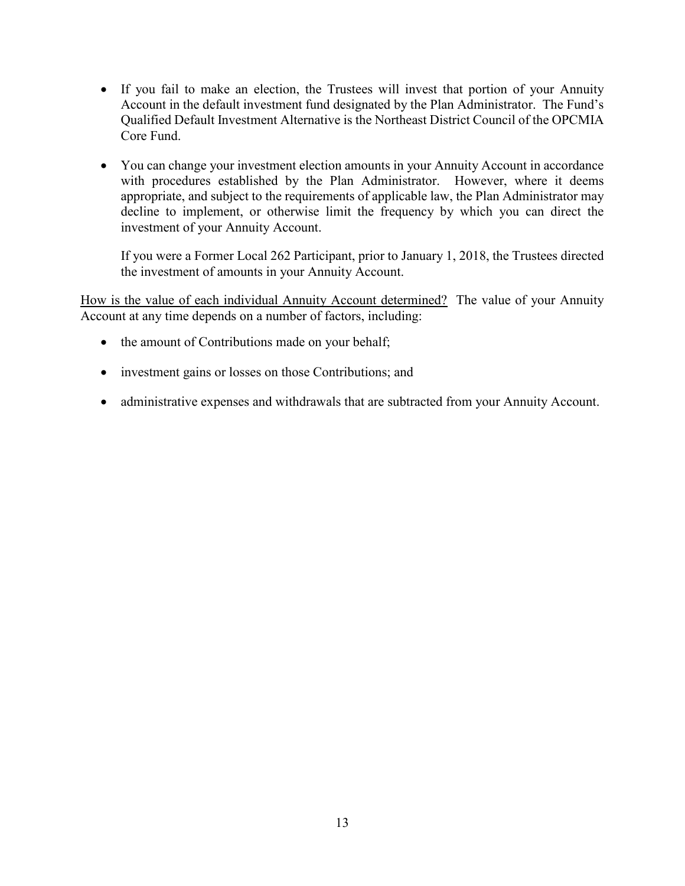- If you fail to make an election, the Trustees will invest that portion of your Annuity Account in the default investment fund designated by the Plan Administrator. The Fund's Qualified Default Investment Alternative is the Northeast District Council of the OPCMIA Core Fund.

- You can change your investment election amounts in your Annuity Account in accordance with procedures established by the Plan Administrator. However, where it deems appropriate, and subject to the requirements of applicable law, the Plan Administrator may decline to implement, or otherwise limit the frequency by which you can direct the investment of your Annuity Account.

  If you were a Former Local 262 Participant, prior to January 1, 2018, the Trustees directed the investment of amounts in your Annuity Account.

<u>How is the value of each individual Annuity Account determined?</u> The value of your Annuity Account at any time depends on a number of factors, including:

- the amount of Contributions made on your behalf;

- investment gains or losses on those Contributions; and

- administrative expenses and withdrawals that are subtracted from your Annuity Account.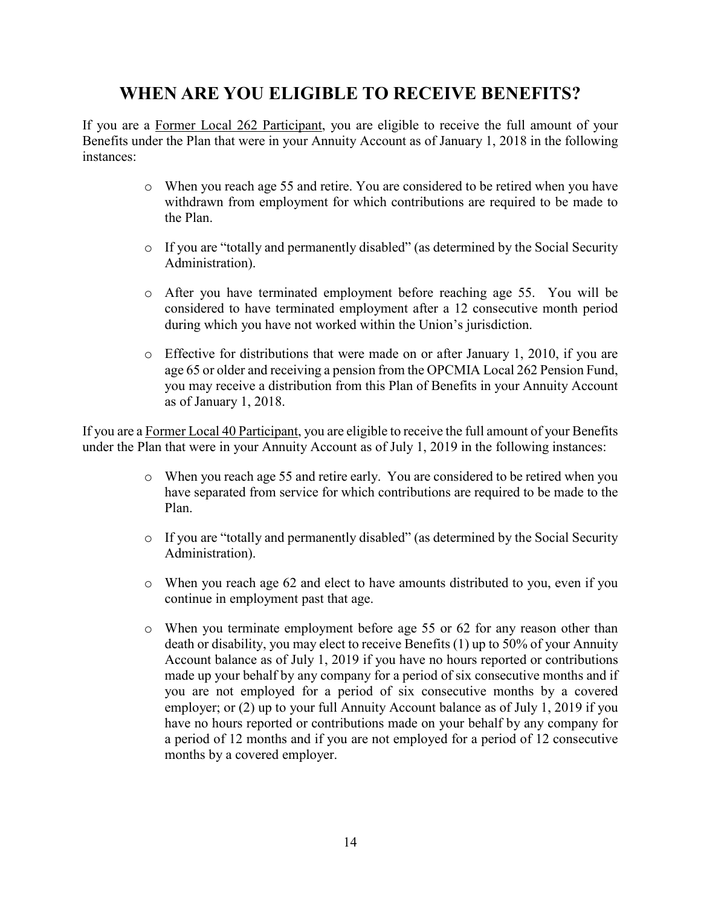# WHEN ARE YOU ELIGIBLE TO RECEIVE BENEFITS?

If you are a <u>Former Local 262 Participant</u>, you are eligible to receive the full amount of your Benefits under the Plan that were in your Annuity Account as of January 1, 2018 in the following instances:

- When you reach age 55 and retire. You are considered to be retired when you have withdrawn from employment for which contributions are required to be made to the Plan.
- If you are "totally and permanently disabled" (as determined by the Social Security Administration).
- After you have terminated employment before reaching age 55. You will be considered to have terminated employment after a 12 consecutive month period during which you have not worked within the Union's jurisdiction.
- Effective for distributions that were made on or after January 1, 2010, if you are age 65 or older and receiving a pension from the OPCMIA Local 262 Pension Fund, you may receive a distribution from this Plan of Benefits in your Annuity Account as of January 1, 2018.

If you are a <u>Former Local 40 Participant</u>, you are eligible to receive the full amount of your Benefits under the Plan that were in your Annuity Account as of July 1, 2019 in the following instances:

- When you reach age 55 and retire early. You are considered to be retired when you have separated from service for which contributions are required to be made to the Plan.
- If you are "totally and permanently disabled" (as determined by the Social Security Administration).
- When you reach age 62 and elect to have amounts distributed to you, even if you continue in employment past that age.
- When you terminate employment before age 55 or 62 for any reason other than death or disability, you may elect to receive Benefits (1) up to 50% of your Annuity Account balance as of July 1, 2019 if you have no hours reported or contributions made up your behalf by any company for a period of six consecutive months and if you are not employed for a period of six consecutive months by a covered employer; or (2) up to your full Annuity Account balance as of July 1, 2019 if you have no hours reported or contributions made on your behalf by any company for a period of 12 months and if you are not employed for a period of 12 consecutive months by a covered employer.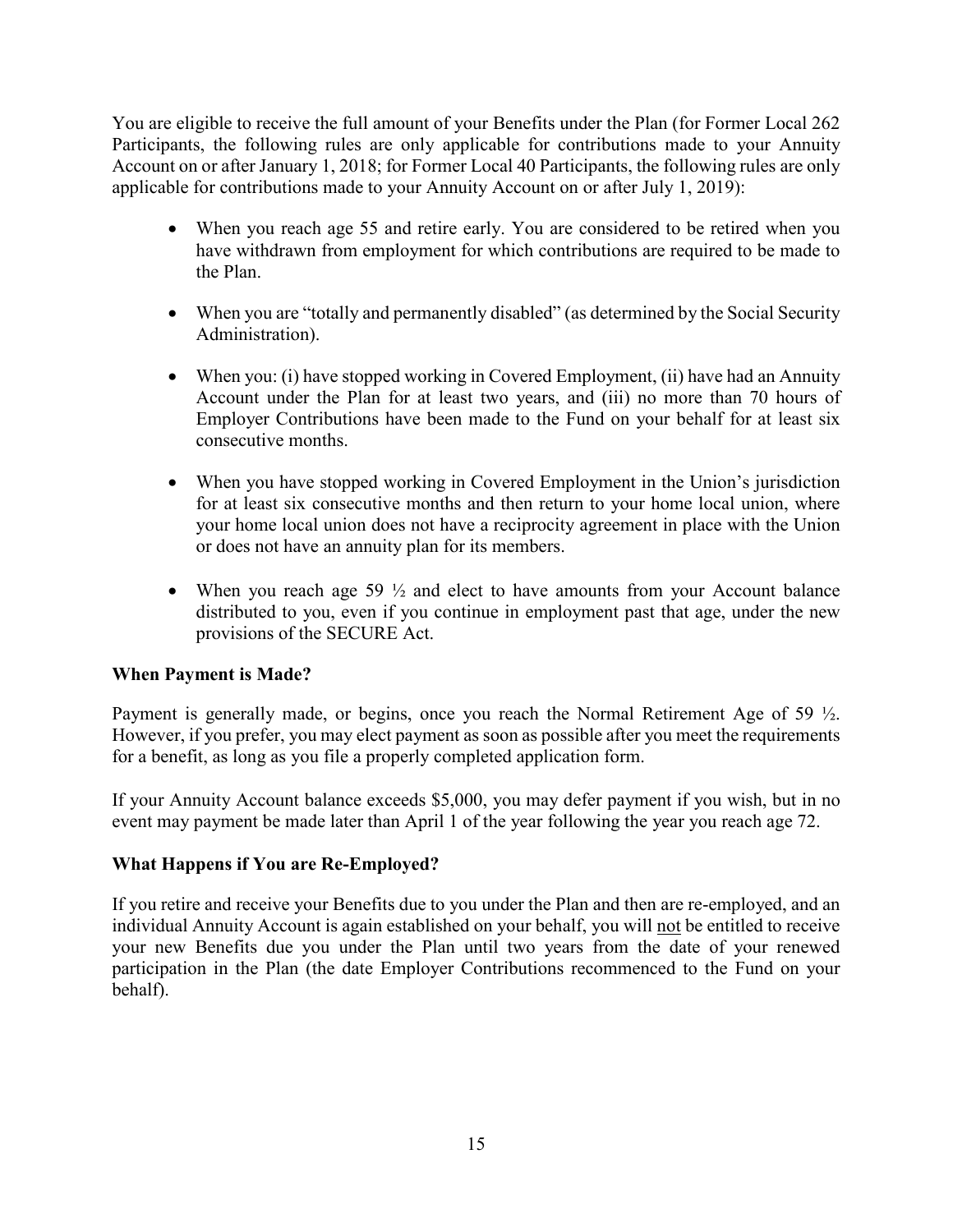You are eligible to receive the full amount of your Benefits under the Plan (for Former Local 262 Participants, the following rules are only applicable for contributions made to your Annuity Account on or after January 1, 2018; for Former Local 40 Participants, the following rules are only applicable for contributions made to your Annuity Account on or after July 1, 2019):

- When you reach age 55 and retire early. You are considered to be retired when you have withdrawn from employment for which contributions are required to be made to the Plan.
- When you are "totally and permanently disabled" (as determined by the Social Security Administration).
- When you: (i) have stopped working in Covered Employment, (ii) have had an Annuity Account under the Plan for at least two years, and (iii) no more than 70 hours of Employer Contributions have been made to the Fund on your behalf for at least six consecutive months.
- When you have stopped working in Covered Employment in the Union's jurisdiction for at least six consecutive months and then return to your home local union, where your home local union does not have a reciprocity agreement in place with the Union or does not have an annuity plan for its members.
- When you reach age 59 ½ and elect to have amounts from your Account balance distributed to you, even if you continue in employment past that age, under the new provisions of the SECURE Act.

**When Payment is Made?**

Payment is generally made, or begins, once you reach the Normal Retirement Age of 59 ½. However, if you prefer, you may elect payment as soon as possible after you meet the requirements for a benefit, as long as you file a properly completed application form.

If your Annuity Account balance exceeds $5,000, you may defer payment if you wish, but in no event may payment be made later than April 1 of the year following the year you reach age 72.

**What Happens if You are Re-Employed?**

If you retire and receive your Benefits due to you under the Plan and then are re-employed, and an individual Annuity Account is again established on your behalf, you will not be entitled to receive your new Benefits due you under the Plan until two years from the date of your renewed participation in the Plan (the date Employer Contributions recommenced to the Fund on your behalf).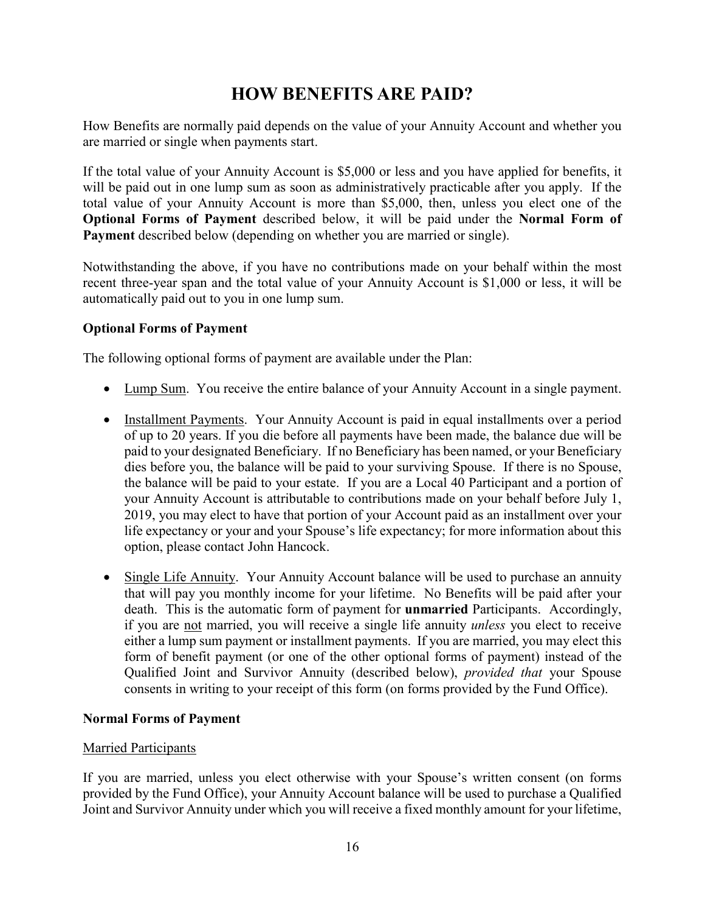# HOW BENEFITS ARE PAID?

How Benefits are normally paid depends on the value of your Annuity Account and whether you are married or single when payments start.

If the total value of your Annuity Account is $5,000 or less and you have applied for benefits, it will be paid out in one lump sum as soon as administratively practicable after you apply. If the total value of your Annuity Account is more than $5,000, then, unless you elect one of the **Optional Forms of Payment** described below, it will be paid under the **Normal Form of Payment** described below (depending on whether you are married or single).

Notwithstanding the above, if you have no contributions made on your behalf within the most recent three-year span and the total value of your Annuity Account is $1,000 or less, it will be automatically paid out to you in one lump sum.

**Optional Forms of Payment**

The following optional forms of payment are available under the Plan:

- <u>Lump Sum</u>. You receive the entire balance of your Annuity Account in a single payment.
- <u>Installment Payments</u>. Your Annuity Account is paid in equal installments over a period of up to 20 years. If you die before all payments have been made, the balance due will be paid to your designated Beneficiary. If no Beneficiary has been named, or your Beneficiary dies before you, the balance will be paid to your surviving Spouse. If there is no Spouse, the balance will be paid to your estate. If you are a Local 40 Participant and a portion of your Annuity Account is attributable to contributions made on your behalf before July 1, 2019, you may elect to have that portion of your Account paid as an installment over your life expectancy or your and your Spouse's life expectancy; for more information about this option, please contact John Hancock.
- <u>Single Life Annuity</u>. Your Annuity Account balance will be used to purchase an annuity that will pay you monthly income for your lifetime. No Benefits will be paid after your death. This is the automatic form of payment for **unmarried** Participants. Accordingly, if you are <u>not</u> married, you will receive a single life annuity *unless* you elect to receive either a lump sum payment or installment payments. If you are married, you may elect this form of benefit payment (or one of the other optional forms of payment) instead of the Qualified Joint and Survivor Annuity (described below), *provided that* your Spouse consents in writing to your receipt of this form (on forms provided by the Fund Office).

**Normal Forms of Payment**

<u>Married Participants</u>

If you are married, unless you elect otherwise with your Spouse's written consent (on forms provided by the Fund Office), your Annuity Account balance will be used to purchase a Qualified Joint and Survivor Annuity under which you will receive a fixed monthly amount for your lifetime,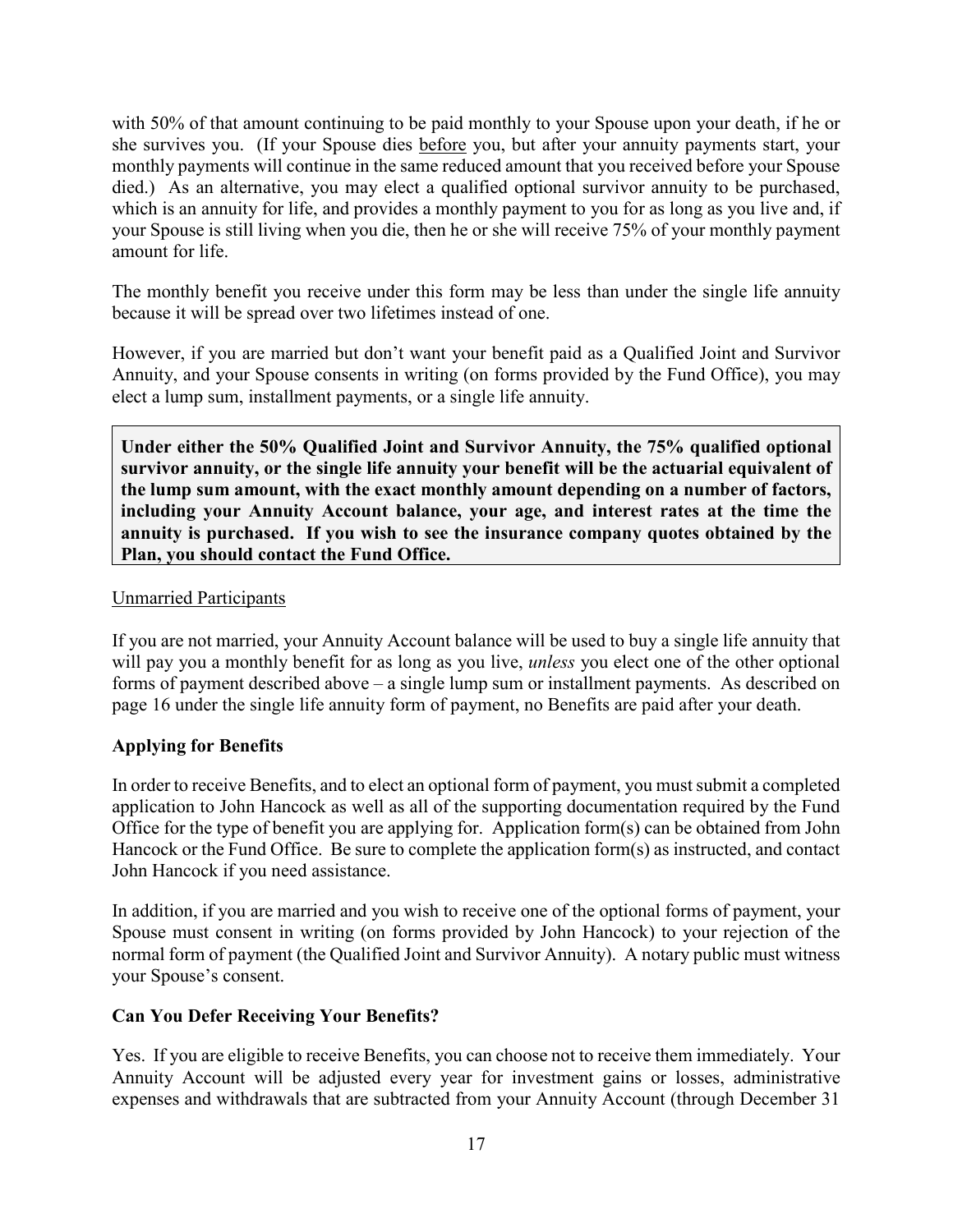with 50% of that amount continuing to be paid monthly to your Spouse upon your death, if he or she survives you. (If your Spouse dies before you, but after your annuity payments start, your monthly payments will continue in the same reduced amount that you received before your Spouse died.) As an alternative, you may elect a qualified optional survivor annuity to be purchased, which is an annuity for life, and provides a monthly payment to you for as long as you live and, if your Spouse is still living when you die, then he or she will receive 75% of your monthly payment amount for life.

The monthly benefit you receive under this form may be less than under the single life annuity because it will be spread over two lifetimes instead of one.

However, if you are married but don't want your benefit paid as a Qualified Joint and Survivor Annuity, and your Spouse consents in writing (on forms provided by the Fund Office), you may elect a lump sum, installment payments, or a single life annuity.

**Under either the 50% Qualified Joint and Survivor Annuity, the 75% qualified optional survivor annuity, or the single life annuity your benefit will be the actuarial equivalent of the lump sum amount, with the exact monthly amount depending on a number of factors, including your Annuity Account balance, your age, and interest rates at the time the annuity is purchased. If you wish to see the insurance company quotes obtained by the Plan, you should contact the Fund Office.**

Unmarried Participants

If you are not married, your Annuity Account balance will be used to buy a single life annuity that will pay you a monthly benefit for as long as you live, *unless* you elect one of the other optional forms of payment described above – a single lump sum or installment payments. As described on page 16 under the single life annuity form of payment, no Benefits are paid after your death.

## Applying for Benefits

In order to receive Benefits, and to elect an optional form of payment, you must submit a completed application to John Hancock as well as all of the supporting documentation required by the Fund Office for the type of benefit you are applying for. Application form(s) can be obtained from John Hancock or the Fund Office. Be sure to complete the application form(s) as instructed, and contact John Hancock if you need assistance.

In addition, if you are married and you wish to receive one of the optional forms of payment, your Spouse must consent in writing (on forms provided by John Hancock) to your rejection of the normal form of payment (the Qualified Joint and Survivor Annuity). A notary public must witness your Spouse's consent.

## Can You Defer Receiving Your Benefits?

Yes. If you are eligible to receive Benefits, you can choose not to receive them immediately. Your Annuity Account will be adjusted every year for investment gains or losses, administrative expenses and withdrawals that are subtracted from your Annuity Account (through December 31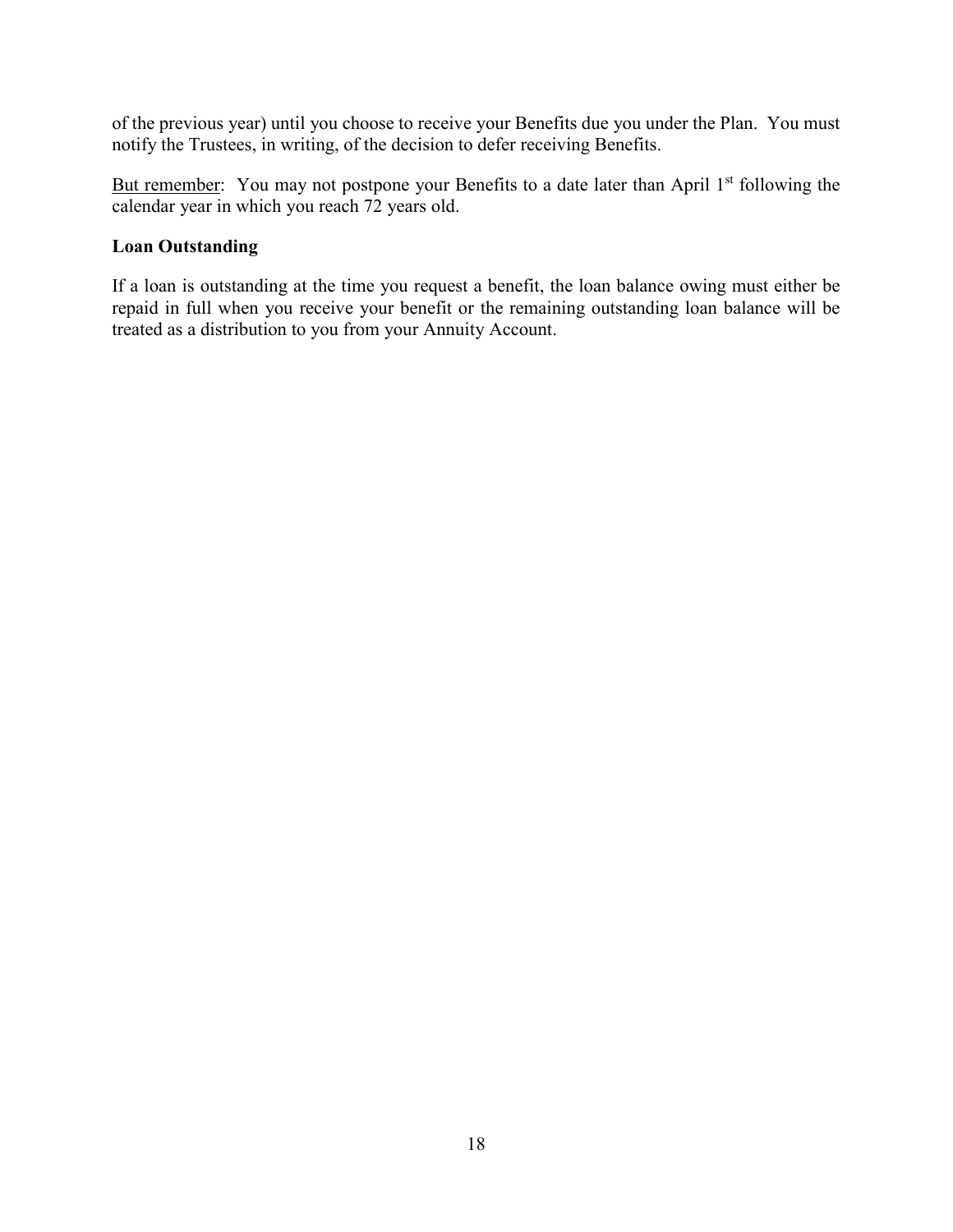of the previous year) until you choose to receive your Benefits due you under the Plan. You must notify the Trustees, in writing, of the decision to defer receiving Benefits.

<u>But remember</u>: You may not postpone your Benefits to a date later than April 1st following the calendar year in which you reach 72 years old.

**Loan Outstanding**

If a loan is outstanding at the time you request a benefit, the loan balance owing must either be repaid in full when you receive your benefit or the remaining outstanding loan balance will be treated as a distribution to you from your Annuity Account.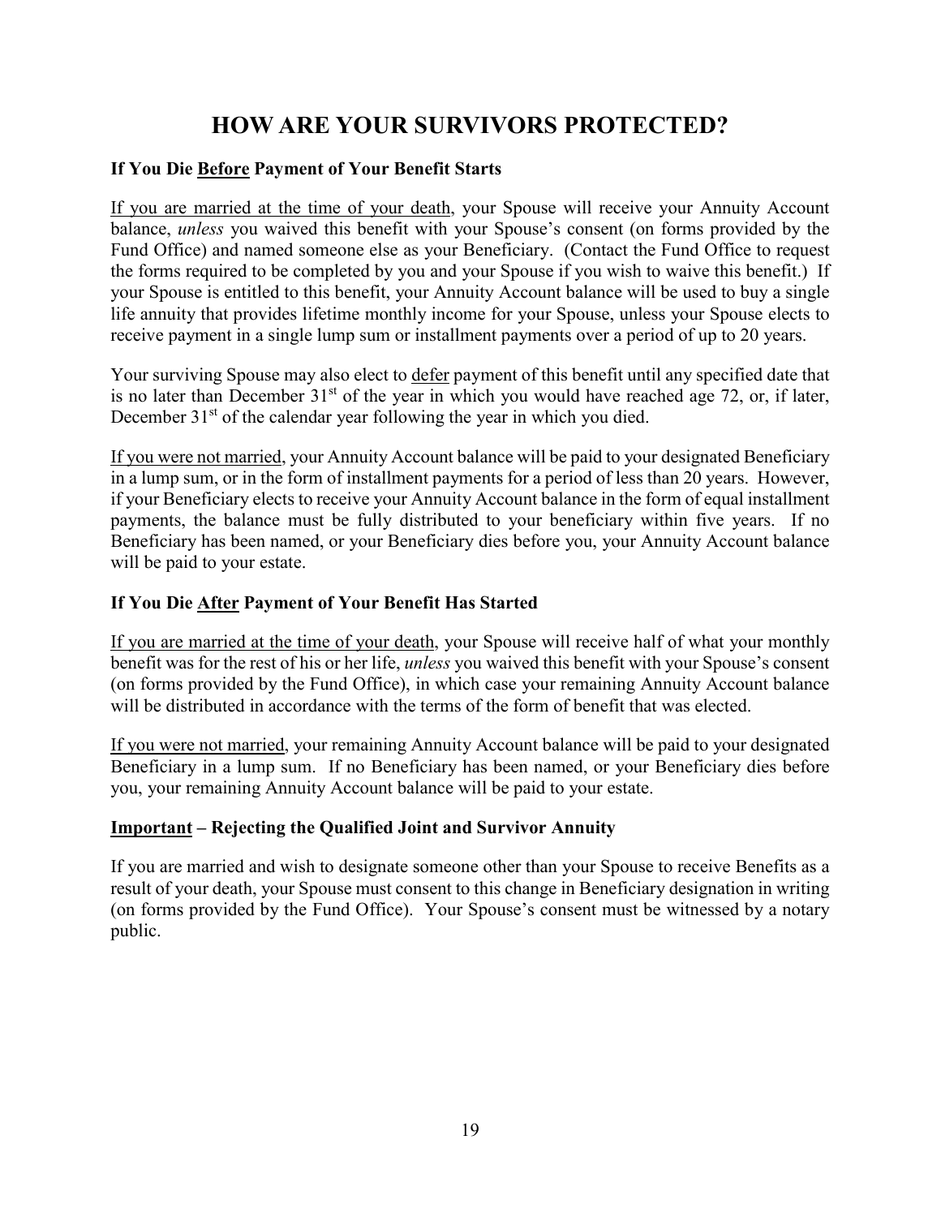# HOW ARE YOUR SURVIVORS PROTECTED?

### If You Die Before Payment of Your Benefit Starts

If you are married at the time of your death, your Spouse will receive your Annuity Account balance, *unless* you waived this benefit with your Spouse's consent (on forms provided by the Fund Office) and named someone else as your Beneficiary. (Contact the Fund Office to request the forms required to be completed by you and your Spouse if you wish to waive this benefit.) If your Spouse is entitled to this benefit, your Annuity Account balance will be used to buy a single life annuity that provides lifetime monthly income for your Spouse, unless your Spouse elects to receive payment in a single lump sum or installment payments over a period of up to 20 years.

Your surviving Spouse may also elect to defer payment of this benefit until any specified date that is no later than December 31st of the year in which you would have reached age 72, or, if later, December 31st of the calendar year following the year in which you died.

If you were not married, your Annuity Account balance will be paid to your designated Beneficiary in a lump sum, or in the form of installment payments for a period of less than 20 years. However, if your Beneficiary elects to receive your Annuity Account balance in the form of equal installment payments, the balance must be fully distributed to your beneficiary within five years. If no Beneficiary has been named, or your Beneficiary dies before you, your Annuity Account balance will be paid to your estate.

### If You Die After Payment of Your Benefit Has Started

If you are married at the time of your death, your Spouse will receive half of what your monthly benefit was for the rest of his or her life, *unless* you waived this benefit with your Spouse's consent (on forms provided by the Fund Office), in which case your remaining Annuity Account balance will be distributed in accordance with the terms of the form of benefit that was elected.

If you were not married, your remaining Annuity Account balance will be paid to your designated Beneficiary in a lump sum. If no Beneficiary has been named, or your Beneficiary dies before you, your remaining Annuity Account balance will be paid to your estate.

### Important – Rejecting the Qualified Joint and Survivor Annuity

If you are married and wish to designate someone other than your Spouse to receive Benefits as a result of your death, your Spouse must consent to this change in Beneficiary designation in writing (on forms provided by the Fund Office). Your Spouse's consent must be witnessed by a notary public.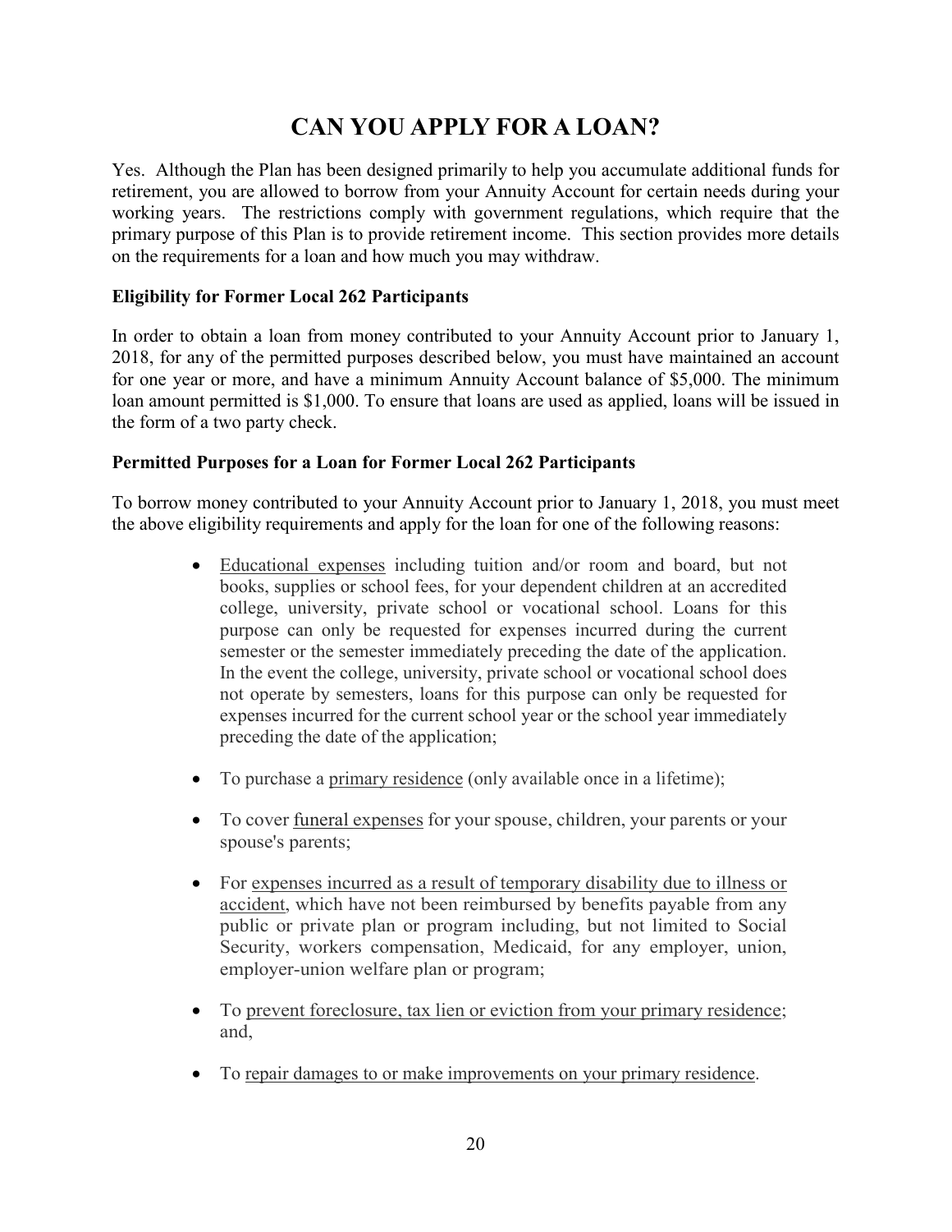# CAN YOU APPLY FOR A LOAN?

Yes. Although the Plan has been designed primarily to help you accumulate additional funds for retirement, you are allowed to borrow from your Annuity Account for certain needs during your working years. The restrictions comply with government regulations, which require that the primary purpose of this Plan is to provide retirement income. This section provides more details on the requirements for a loan and how much you may withdraw.

**Eligibility for Former Local 262 Participants**

In order to obtain a loan from money contributed to your Annuity Account prior to January 1, 2018, for any of the permitted purposes described below, you must have maintained an account for one year or more, and have a minimum Annuity Account balance of $5,000. The minimum loan amount permitted is $1,000. To ensure that loans are used as applied, loans will be issued in the form of a two party check.

**Permitted Purposes for a Loan for Former Local 262 Participants**

To borrow money contributed to your Annuity Account prior to January 1, 2018, you must meet the above eligibility requirements and apply for the loan for one of the following reasons:

- Educational expenses including tuition and/or room and board, but not books, supplies or school fees, for your dependent children at an accredited college, university, private school or vocational school. Loans for this purpose can only be requested for expenses incurred during the current semester or the semester immediately preceding the date of the application. In the event the college, university, private school or vocational school does not operate by semesters, loans for this purpose can only be requested for expenses incurred for the current school year or the school year immediately preceding the date of the application;

- To purchase a primary residence (only available once in a lifetime);

- To cover funeral expenses for your spouse, children, your parents or your spouse's parents;

- For expenses incurred as a result of temporary disability due to illness or accident, which have not been reimbursed by benefits payable from any public or private plan or program including, but not limited to Social Security, workers compensation, Medicaid, for any employer, union, employer-union welfare plan or program;

- To prevent foreclosure, tax lien or eviction from your primary residence; and,

- To repair damages to or make improvements on your primary residence.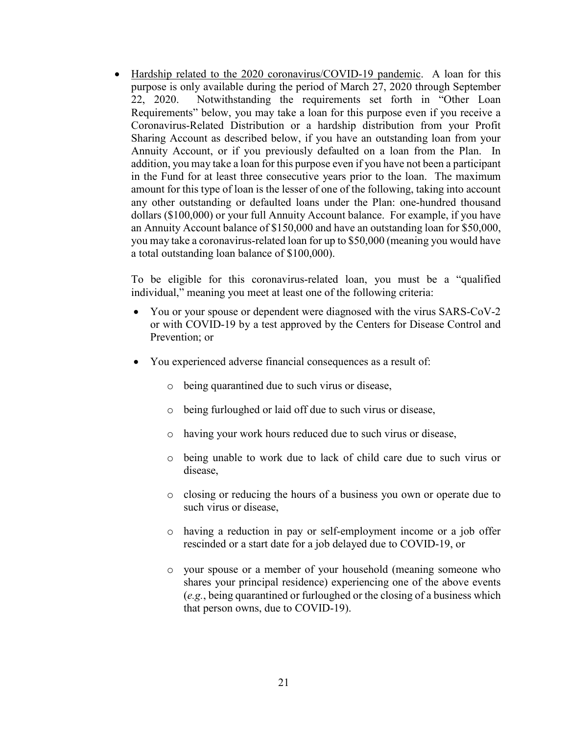- <u>Hardship related to the 2020 coronavirus/COVID-19 pandemic</u>. A loan for this purpose is only available during the period of March 27, 2020 through September 22, 2020. Notwithstanding the requirements set forth in "Other Loan Requirements" below, you may take a loan for this purpose even if you receive a Coronavirus-Related Distribution or a hardship distribution from your Profit Sharing Account as described below, if you have an outstanding loan from your Annuity Account, or if you previously defaulted on a loan from the Plan. In addition, you may take a loan for this purpose even if you have not been a participant in the Fund for at least three consecutive years prior to the loan. The maximum amount for this type of loan is the lesser of one of the following, taking into account any other outstanding or defaulted loans under the Plan: one-hundred thousand dollars ($100,000) or your full Annuity Account balance. For example, if you have an Annuity Account balance of $150,000 and have an outstanding loan for $50,000, you may take a coronavirus-related loan for up to $50,000 (meaning you would have a total outstanding loan balance of $100,000).

  To be eligible for this coronavirus-related loan, you must be a "qualified individual," meaning you meet at least one of the following criteria:

  - You or your spouse or dependent were diagnosed with the virus SARS-CoV-2 or with COVID-19 by a test approved by the Centers for Disease Control and Prevention; or
  - You experienced adverse financial consequences as a result of:
    - being quarantined due to such virus or disease,
    - being furloughed or laid off due to such virus or disease,
    - having your work hours reduced due to such virus or disease,
    - being unable to work due to lack of child care due to such virus or disease,
    - closing or reducing the hours of a business you own or operate due to such virus or disease,
    - having a reduction in pay or self-employment income or a job offer rescinded or a start date for a job delayed due to COVID-19, or
    - your spouse or a member of your household (meaning someone who shares your principal residence) experiencing one of the above events (*e.g.*, being quarantined or furloughed or the closing of a business which that person owns, due to COVID-19).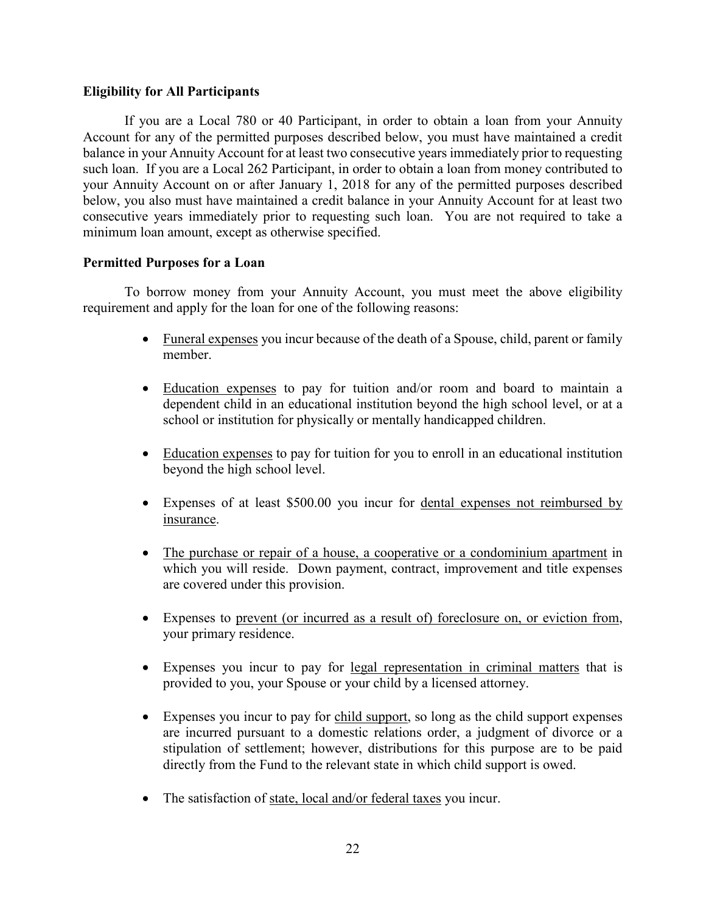**Eligibility for All Participants**

If you are a Local 780 or 40 Participant, in order to obtain a loan from your Annuity Account for any of the permitted purposes described below, you must have maintained a credit balance in your Annuity Account for at least two consecutive years immediately prior to requesting such loan. If you are a Local 262 Participant, in order to obtain a loan from money contributed to your Annuity Account on or after January 1, 2018 for any of the permitted purposes described below, you also must have maintained a credit balance in your Annuity Account for at least two consecutive years immediately prior to requesting such loan. You are not required to take a minimum loan amount, except as otherwise specified.

**Permitted Purposes for a Loan**

To borrow money from your Annuity Account, you must meet the above eligibility requirement and apply for the loan for one of the following reasons:

- Funeral expenses you incur because of the death of a Spouse, child, parent or family member.
- Education expenses to pay for tuition and/or room and board to maintain a dependent child in an educational institution beyond the high school level, or at a school or institution for physically or mentally handicapped children.
- Education expenses to pay for tuition for you to enroll in an educational institution beyond the high school level.
- Expenses of at least $500.00 you incur for dental expenses not reimbursed by insurance.
- The purchase or repair of a house, a cooperative or a condominium apartment in which you will reside. Down payment, contract, improvement and title expenses are covered under this provision.
- Expenses to prevent (or incurred as a result of) foreclosure on, or eviction from, your primary residence.
- Expenses you incur to pay for legal representation in criminal matters that is provided to you, your Spouse or your child by a licensed attorney.
- Expenses you incur to pay for child support, so long as the child support expenses are incurred pursuant to a domestic relations order, a judgment of divorce or a stipulation of settlement; however, distributions for this purpose are to be paid directly from the Fund to the relevant state in which child support is owed.
- The satisfaction of state, local and/or federal taxes you incur.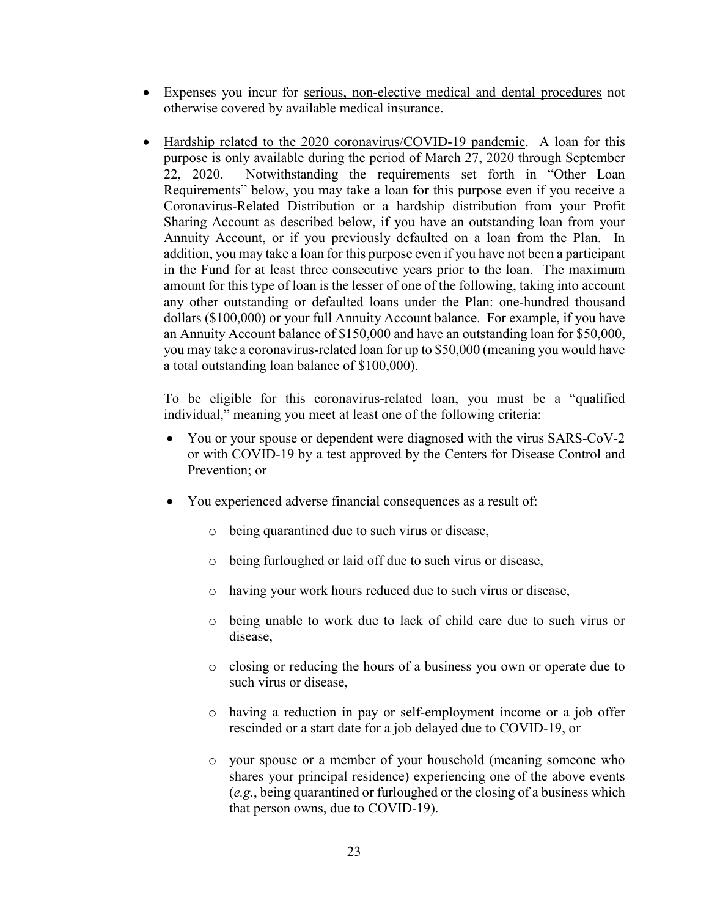- Expenses you incur for <u>serious, non-elective medical and dental procedures</u> not otherwise covered by available medical insurance.

- <u>Hardship related to the 2020 coronavirus/COVID-19 pandemic</u>. A loan for this purpose is only available during the period of March 27, 2020 through September 22, 2020. Notwithstanding the requirements set forth in "Other Loan Requirements" below, you may take a loan for this purpose even if you receive a Coronavirus-Related Distribution or a hardship distribution from your Profit Sharing Account as described below, if you have an outstanding loan from your Annuity Account, or if you previously defaulted on a loan from the Plan. In addition, you may take a loan for this purpose even if you have not been a participant in the Fund for at least three consecutive years prior to the loan. The maximum amount for this type of loan is the lesser of one of the following, taking into account any other outstanding or defaulted loans under the Plan: one-hundred thousand dollars ($100,000) or your full Annuity Account balance. For example, if you have an Annuity Account balance of $150,000 and have an outstanding loan for $50,000, you may take a coronavirus-related loan for up to $50,000 (meaning you would have a total outstanding loan balance of $100,000).

  To be eligible for this coronavirus-related loan, you must be a "qualified individual," meaning you meet at least one of the following criteria:

  - You or your spouse or dependent were diagnosed with the virus SARS-CoV-2 or with COVID-19 by a test approved by the Centers for Disease Control and Prevention; or

  - You experienced adverse financial consequences as a result of:

    - being quarantined due to such virus or disease,

    - being furloughed or laid off due to such virus or disease,

    - having your work hours reduced due to such virus or disease,

    - being unable to work due to lack of child care due to such virus or disease,

    - closing or reducing the hours of a business you own or operate due to such virus or disease,

    - having a reduction in pay or self-employment income or a job offer rescinded or a start date for a job delayed due to COVID-19, or

    - your spouse or a member of your household (meaning someone who shares your principal residence) experiencing one of the above events (*e.g.*, being quarantined or furloughed or the closing of a business which that person owns, due to COVID-19).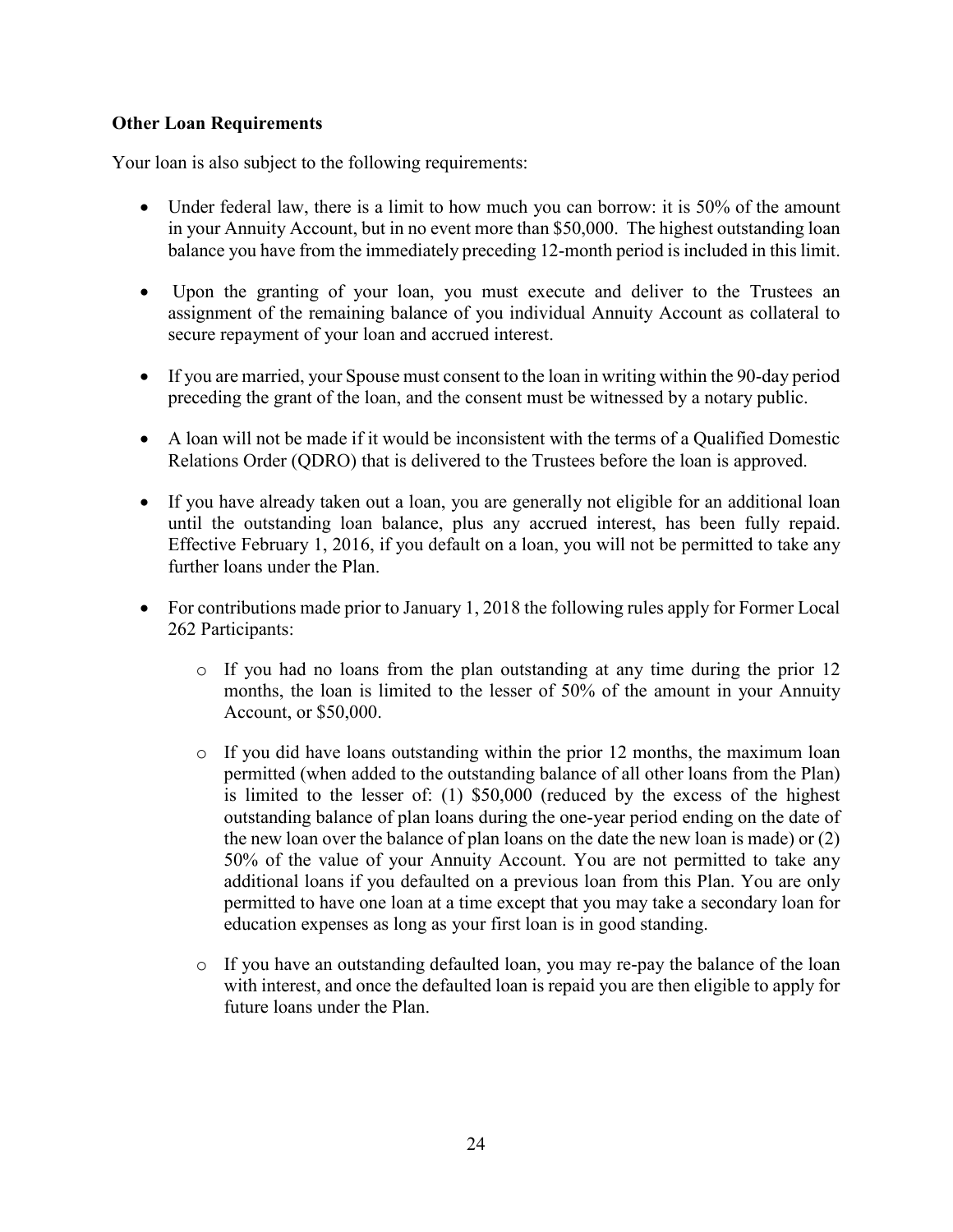**Other Loan Requirements**

Your loan is also subject to the following requirements:

- Under federal law, there is a limit to how much you can borrow: it is 50% of the amount in your Annuity Account, but in no event more than $50,000. The highest outstanding loan balance you have from the immediately preceding 12-month period is included in this limit.
- Upon the granting of your loan, you must execute and deliver to the Trustees an assignment of the remaining balance of you individual Annuity Account as collateral to secure repayment of your loan and accrued interest.
- If you are married, your Spouse must consent to the loan in writing within the 90-day period preceding the grant of the loan, and the consent must be witnessed by a notary public.
- A loan will not be made if it would be inconsistent with the terms of a Qualified Domestic Relations Order (QDRO) that is delivered to the Trustees before the loan is approved.
- If you have already taken out a loan, you are generally not eligible for an additional loan until the outstanding loan balance, plus any accrued interest, has been fully repaid. Effective February 1, 2016, if you default on a loan, you will not be permitted to take any further loans under the Plan.
- For contributions made prior to January 1, 2018 the following rules apply for Former Local 262 Participants:
    - If you had no loans from the plan outstanding at any time during the prior 12 months, the loan is limited to the lesser of 50% of the amount in your Annuity Account, or $50,000.
    - If you did have loans outstanding within the prior 12 months, the maximum loan permitted (when added to the outstanding balance of all other loans from the Plan) is limited to the lesser of: (1) $50,000 (reduced by the excess of the highest outstanding balance of plan loans during the one-year period ending on the date of the new loan over the balance of plan loans on the date the new loan is made) or (2) 50% of the value of your Annuity Account. You are not permitted to take any additional loans if you defaulted on a previous loan from this Plan. You are only permitted to have one loan at a time except that you may take a secondary loan for education expenses as long as your first loan is in good standing.
    - If you have an outstanding defaulted loan, you may re-pay the balance of the loan with interest, and once the defaulted loan is repaid you are then eligible to apply for future loans under the Plan.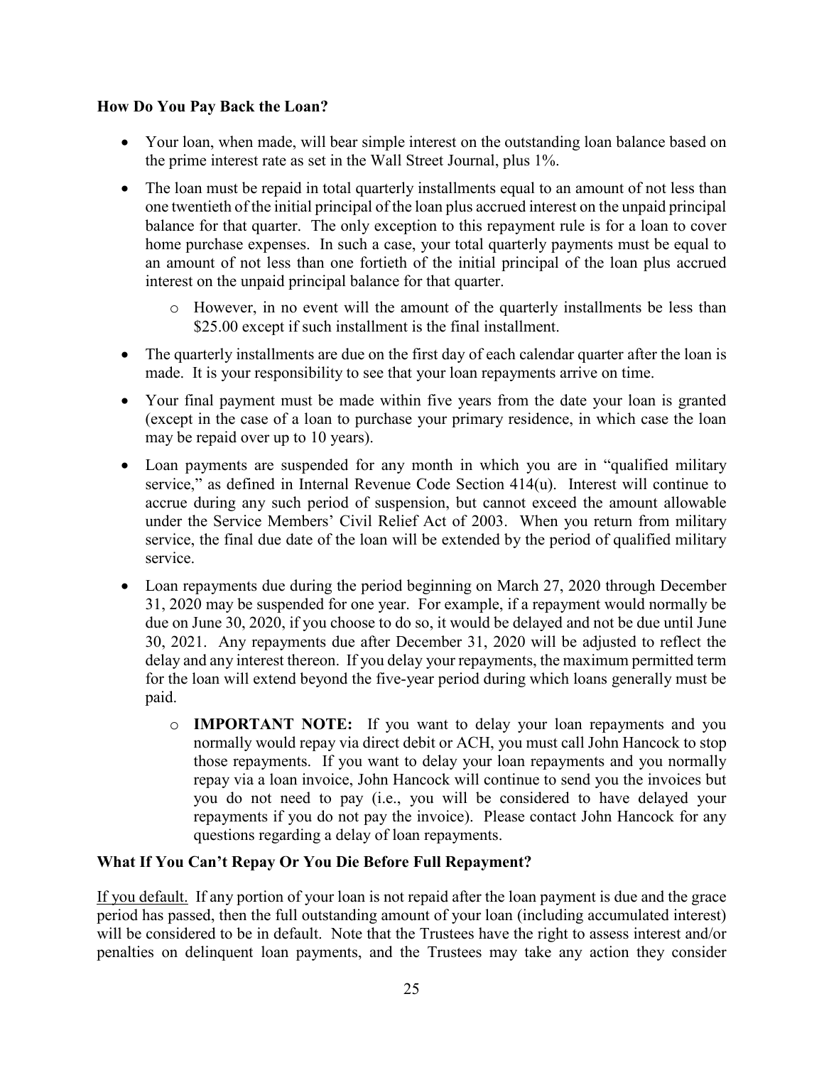**How Do You Pay Back the Loan?**

- Your loan, when made, will bear simple interest on the outstanding loan balance based on the prime interest rate as set in the Wall Street Journal, plus 1%.
- The loan must be repaid in total quarterly installments equal to an amount of not less than one twentieth of the initial principal of the loan plus accrued interest on the unpaid principal balance for that quarter. The only exception to this repayment rule is for a loan to cover home purchase expenses. In such a case, your total quarterly payments must be equal to an amount of not less than one fortieth of the initial principal of the loan plus accrued interest on the unpaid principal balance for that quarter.
  - However, in no event will the amount of the quarterly installments be less than $25.00 except if such installment is the final installment.
- The quarterly installments are due on the first day of each calendar quarter after the loan is made. It is your responsibility to see that your loan repayments arrive on time.
- Your final payment must be made within five years from the date your loan is granted (except in the case of a loan to purchase your primary residence, in which case the loan may be repaid over up to 10 years).
- Loan payments are suspended for any month in which you are in "qualified military service," as defined in Internal Revenue Code Section 414(u). Interest will continue to accrue during any such period of suspension, but cannot exceed the amount allowable under the Service Members' Civil Relief Act of 2003. When you return from military service, the final due date of the loan will be extended by the period of qualified military service.
- Loan repayments due during the period beginning on March 27, 2020 through December 31, 2020 may be suspended for one year. For example, if a repayment would normally be due on June 30, 2020, if you choose to do so, it would be delayed and not be due until June 30, 2021. Any repayments due after December 31, 2020 will be adjusted to reflect the delay and any interest thereon. If you delay your repayments, the maximum permitted term for the loan will extend beyond the five-year period during which loans generally must be paid.
  - **IMPORTANT NOTE:** If you want to delay your loan repayments and you normally would repay via direct debit or ACH, you must call John Hancock to stop those repayments. If you want to delay your loan repayments and you normally repay via a loan invoice, John Hancock will continue to send you the invoices but you do not need to pay (i.e., you will be considered to have delayed your repayments if you do not pay the invoice). Please contact John Hancock for any questions regarding a delay of loan repayments.

**What If You Can't Repay Or You Die Before Full Repayment?**

If you default. If any portion of your loan is not repaid after the loan payment is due and the grace period has passed, then the full outstanding amount of your loan (including accumulated interest) will be considered to be in default. Note that the Trustees have the right to assess interest and/or penalties on delinquent loan payments, and the Trustees may take any action they consider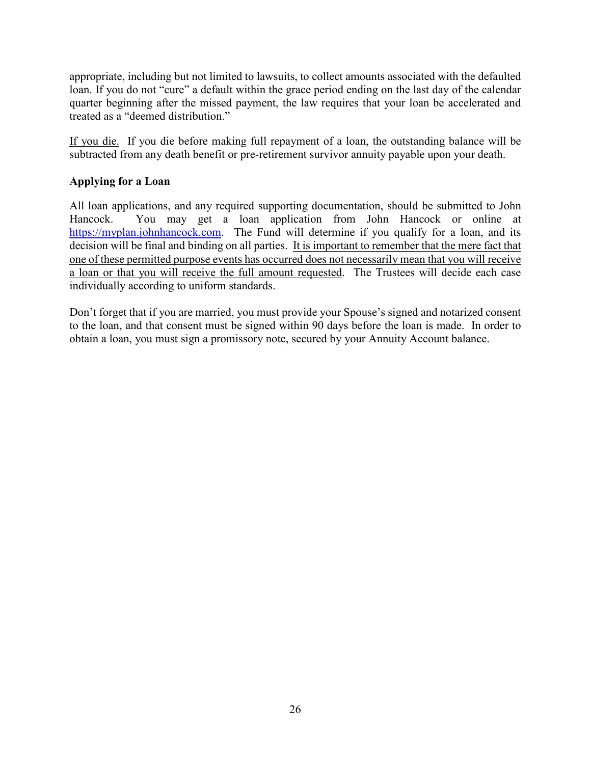appropriate, including but not limited to lawsuits, to collect amounts associated with the defaulted loan. If you do not "cure" a default within the grace period ending on the last day of the calendar quarter beginning after the missed payment, the law requires that your loan be accelerated and treated as a "deemed distribution."

<u>If you die.</u> If you die before making full repayment of a loan, the outstanding balance will be subtracted from any death benefit or pre-retirement survivor annuity payable upon your death.

**Applying for a Loan**

All loan applications, and any required supporting documentation, should be submitted to John Hancock. You may get a loan application from John Hancock or online at [https://myplan.johnhancock.com](https://myplan.johnhancock.com). The Fund will determine if you qualify for a loan, and its decision will be final and binding on all parties. <u>It is important to remember that the mere fact that one of these permitted purpose events has occurred does not necessarily mean that you will receive a loan or that you will receive the full amount requested</u>. The Trustees will decide each case individually according to uniform standards.

Don't forget that if you are married, you must provide your Spouse's signed and notarized consent to the loan, and that consent must be signed within 90 days before the loan is made. In order to obtain a loan, you must sign a promissory note, secured by your Annuity Account balance.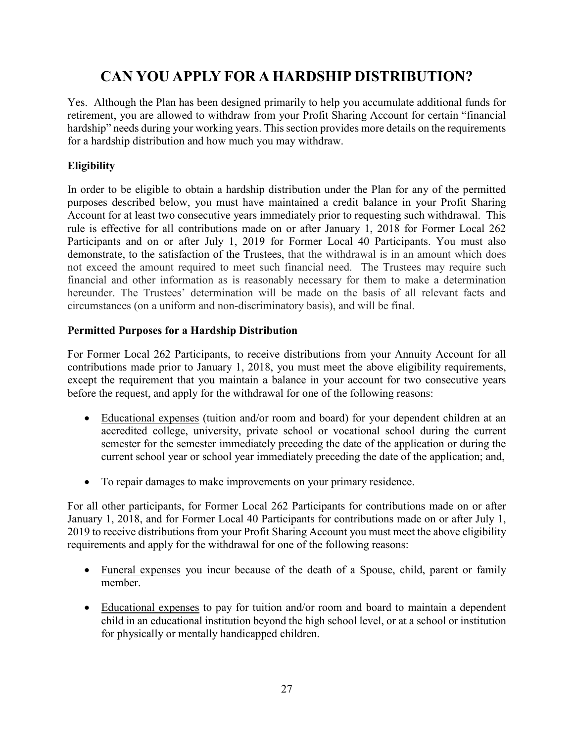# CAN YOU APPLY FOR A HARDSHIP DISTRIBUTION?

Yes. Although the Plan has been designed primarily to help you accumulate additional funds for retirement, you are allowed to withdraw from your Profit Sharing Account for certain "financial hardship" needs during your working years. This section provides more details on the requirements for a hardship distribution and how much you may withdraw.

### Eligibility

In order to be eligible to obtain a hardship distribution under the Plan for any of the permitted purposes described below, you must have maintained a credit balance in your Profit Sharing Account for at least two consecutive years immediately prior to requesting such withdrawal. This rule is effective for all contributions made on or after January 1, 2018 for Former Local 262 Participants and on or after July 1, 2019 for Former Local 40 Participants. You must also demonstrate, to the satisfaction of the Trustees, that the withdrawal is in an amount which does not exceed the amount required to meet such financial need. The Trustees may require such financial and other information as is reasonably necessary for them to make a determination hereunder. The Trustees' determination will be made on the basis of all relevant facts and circumstances (on a uniform and non-discriminatory basis), and will be final.

### Permitted Purposes for a Hardship Distribution

For Former Local 262 Participants, to receive distributions from your Annuity Account for all contributions made prior to January 1, 2018, you must meet the above eligibility requirements, except the requirement that you maintain a balance in your account for two consecutive years before the request, and apply for the withdrawal for one of the following reasons:

- Educational expenses (tuition and/or room and board) for your dependent children at an accredited college, university, private school or vocational school during the current semester for the semester immediately preceding the date of the application or during the current school year or school year immediately preceding the date of the application; and,
- To repair damages to make improvements on your primary residence.

For all other participants, for Former Local 262 Participants for contributions made on or after January 1, 2018, and for Former Local 40 Participants for contributions made on or after July 1, 2019 to receive distributions from your Profit Sharing Account you must meet the above eligibility requirements and apply for the withdrawal for one of the following reasons:

- Funeral expenses you incur because of the death of a Spouse, child, parent or family member.
- Educational expenses to pay for tuition and/or room and board to maintain a dependent child in an educational institution beyond the high school level, or at a school or institution for physically or mentally handicapped children.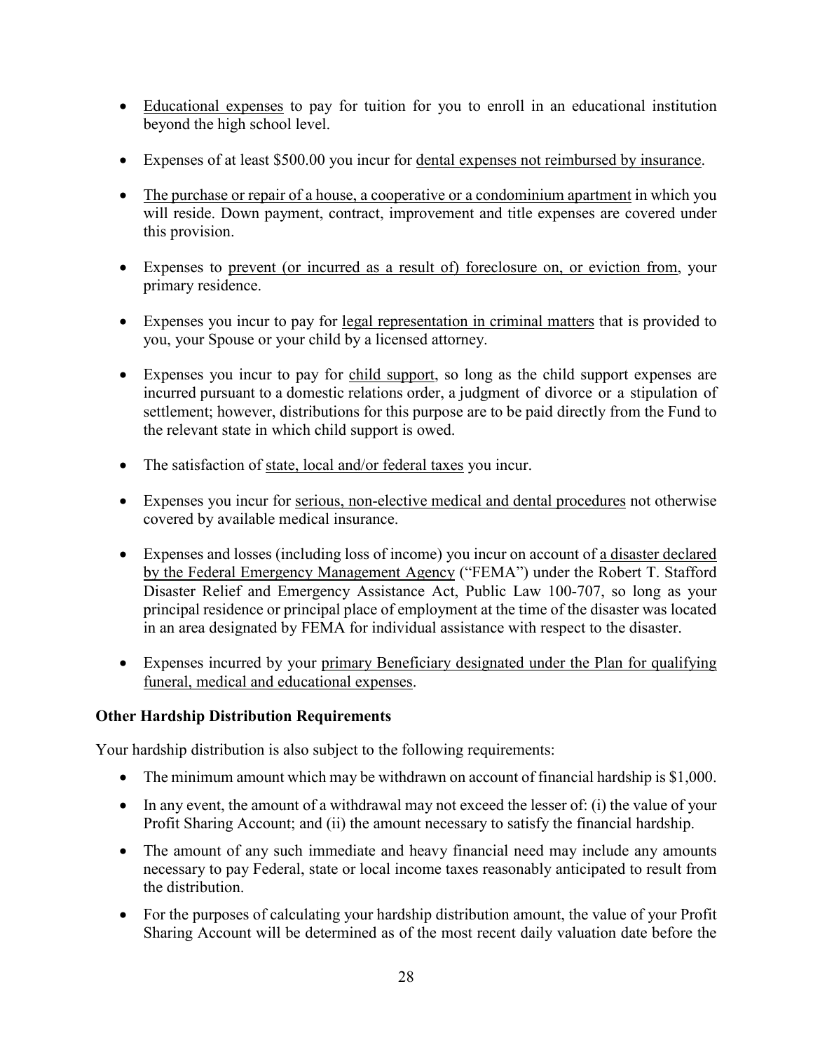- Educational expenses to pay for tuition for you to enroll in an educational institution beyond the high school level.

- Expenses of at least $500.00 you incur for dental expenses not reimbursed by insurance.

- The purchase or repair of a house, a cooperative or a condominium apartment in which you will reside. Down payment, contract, improvement and title expenses are covered under this provision.

- Expenses to prevent (or incurred as a result of) foreclosure on, or eviction from, your primary residence.

- Expenses you incur to pay for legal representation in criminal matters that is provided to you, your Spouse or your child by a licensed attorney.

- Expenses you incur to pay for child support, so long as the child support expenses are incurred pursuant to a domestic relations order, a judgment of divorce or a stipulation of settlement; however, distributions for this purpose are to be paid directly from the Fund to the relevant state in which child support is owed.

- The satisfaction of state, local and/or federal taxes you incur.

- Expenses you incur for serious, non-elective medical and dental procedures not otherwise covered by available medical insurance.

- Expenses and losses (including loss of income) you incur on account of a disaster declared by the Federal Emergency Management Agency ("FEMA") under the Robert T. Stafford Disaster Relief and Emergency Assistance Act, Public Law 100-707, so long as your principal residence or principal place of employment at the time of the disaster was located in an area designated by FEMA for individual assistance with respect to the disaster.

- Expenses incurred by your primary Beneficiary designated under the Plan for qualifying funeral, medical and educational expenses.

**Other Hardship Distribution Requirements**

Your hardship distribution is also subject to the following requirements:

- The minimum amount which may be withdrawn on account of financial hardship is $1,000.
- In any event, the amount of a withdrawal may not exceed the lesser of: (i) the value of your Profit Sharing Account; and (ii) the amount necessary to satisfy the financial hardship.
- The amount of any such immediate and heavy financial need may include any amounts necessary to pay Federal, state or local income taxes reasonably anticipated to result from the distribution.
- For the purposes of calculating your hardship distribution amount, the value of your Profit Sharing Account will be determined as of the most recent daily valuation date before the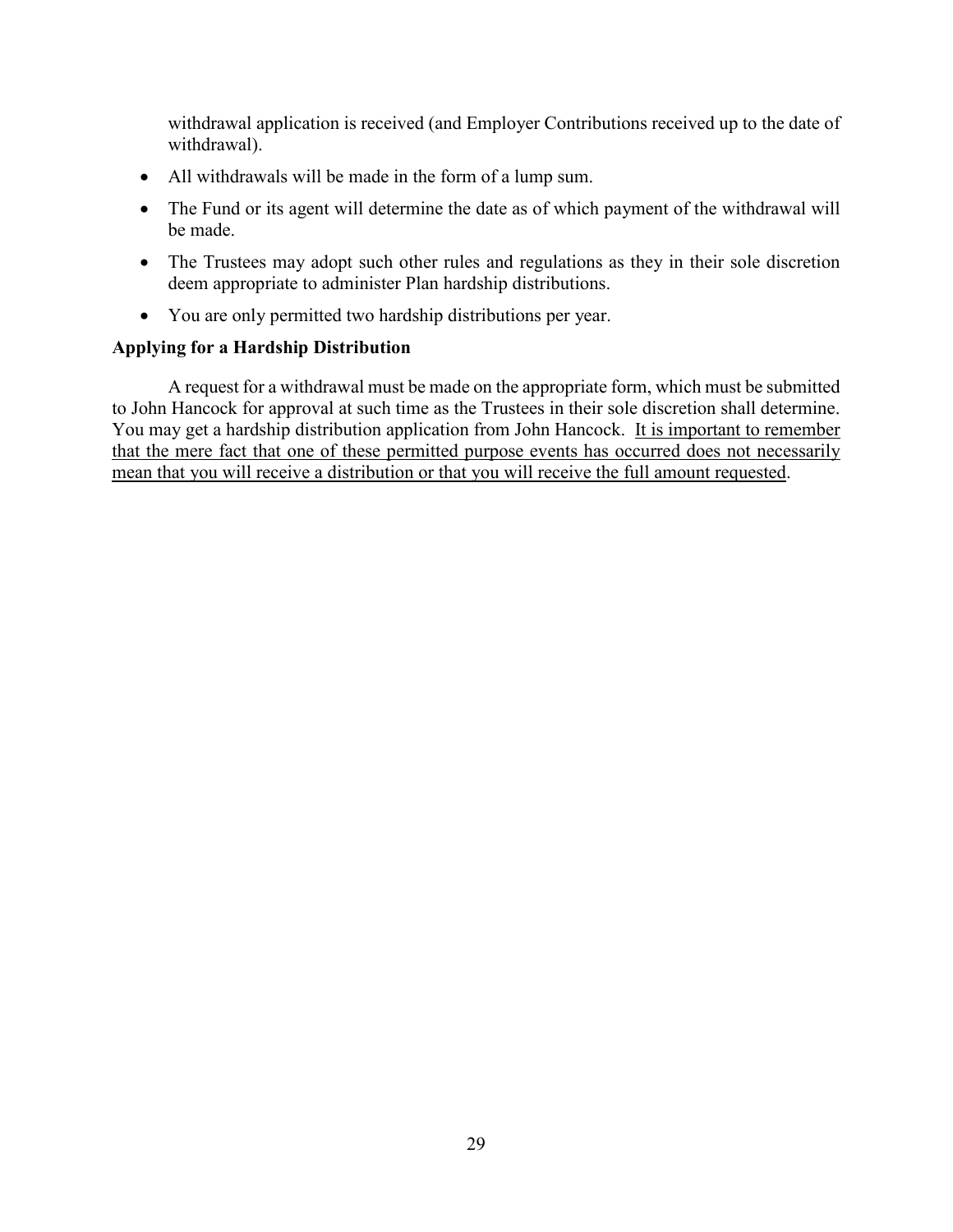withdrawal application is received (and Employer Contributions received up to the date of withdrawal).

- All withdrawals will be made in the form of a lump sum.
- The Fund or its agent will determine the date as of which payment of the withdrawal will be made.
- The Trustees may adopt such other rules and regulations as they in their sole discretion deem appropriate to administer Plan hardship distributions.
- You are only permitted two hardship distributions per year.

**Applying for a Hardship Distribution**

A request for a withdrawal must be made on the appropriate form, which must be submitted to John Hancock for approval at such time as the Trustees in their sole discretion shall determine. You may get a hardship distribution application from John Hancock. <u>It is important to remember that the mere fact that one of these permitted purpose events has occurred does not necessarily mean that you will receive a distribution or that you will receive the full amount requested</u>.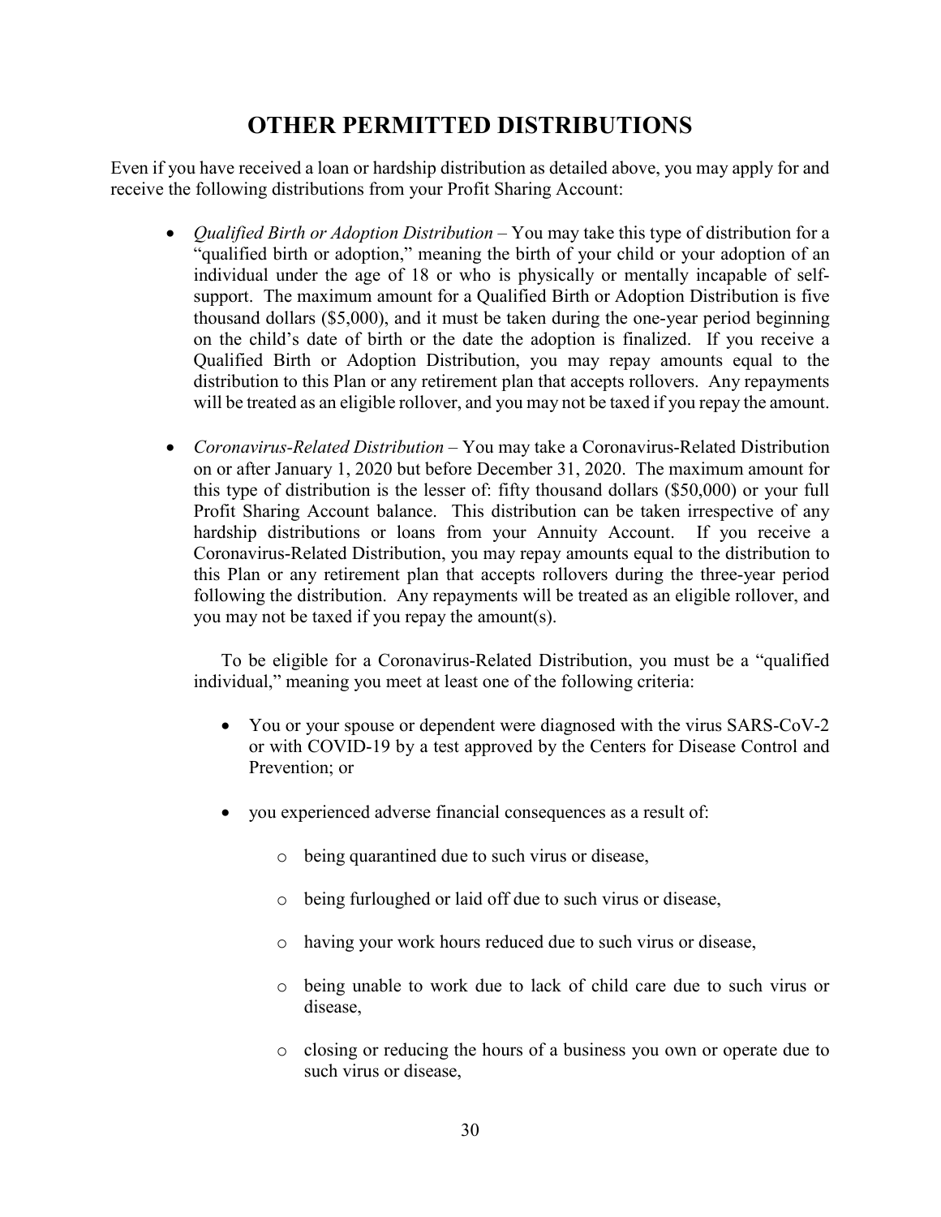# OTHER PERMITTED DISTRIBUTIONS

Even if you have received a loan or hardship distribution as detailed above, you may apply for and receive the following distributions from your Profit Sharing Account:

- *Qualified Birth or Adoption Distribution* – You may take this type of distribution for a "qualified birth or adoption," meaning the birth of your child or your adoption of an individual under the age of 18 or who is physically or mentally incapable of self-support. The maximum amount for a Qualified Birth or Adoption Distribution is five thousand dollars ($5,000), and it must be taken during the one-year period beginning on the child's date of birth or the date the adoption is finalized. If you receive a Qualified Birth or Adoption Distribution, you may repay amounts equal to the distribution to this Plan or any retirement plan that accepts rollovers. Any repayments will be treated as an eligible rollover, and you may not be taxed if you repay the amount.

- *Coronavirus-Related Distribution* – You may take a Coronavirus-Related Distribution on or after January 1, 2020 but before December 31, 2020. The maximum amount for this type of distribution is the lesser of: fifty thousand dollars ($50,000) or your full Profit Sharing Account balance. This distribution can be taken irrespective of any hardship distributions or loans from your Annuity Account. If you receive a Coronavirus-Related Distribution, you may repay amounts equal to the distribution to this Plan or any retirement plan that accepts rollovers during the three-year period following the distribution. Any repayments will be treated as an eligible rollover, and you may not be taxed if you repay the amount(s).

  To be eligible for a Coronavirus-Related Distribution, you must be a "qualified individual," meaning you meet at least one of the following criteria:

  - You or your spouse or dependent were diagnosed with the virus SARS-CoV-2 or with COVID-19 by a test approved by the Centers for Disease Control and Prevention; or

  - you experienced adverse financial consequences as a result of:

    - being quarantined due to such virus or disease,

    - being furloughed or laid off due to such virus or disease,

    - having your work hours reduced due to such virus or disease,

    - being unable to work due to lack of child care due to such virus or disease,

    - closing or reducing the hours of a business you own or operate due to such virus or disease,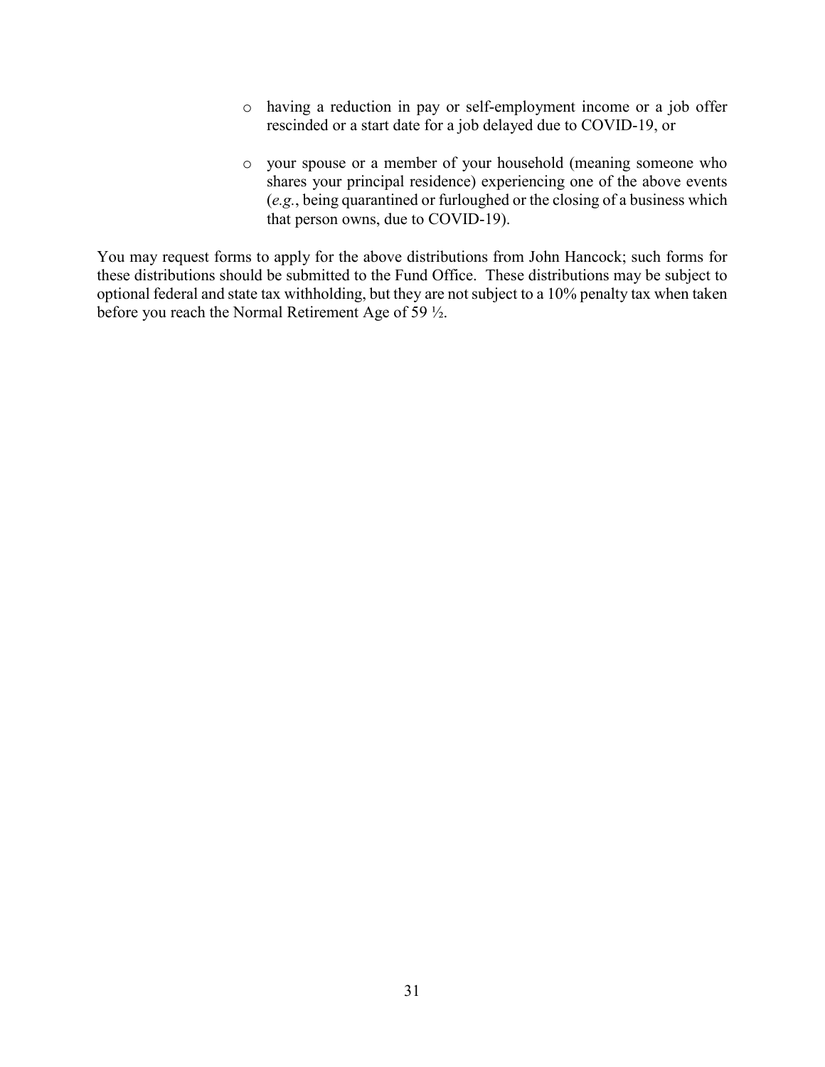- having a reduction in pay or self-employment income or a job offer rescinded or a start date for a job delayed due to COVID-19, or
- your spouse or a member of your household (meaning someone who shares your principal residence) experiencing one of the above events (*e.g.*, being quarantined or furloughed or the closing of a business which that person owns, due to COVID-19).

You may request forms to apply for the above distributions from John Hancock; such forms for these distributions should be submitted to the Fund Office. These distributions may be subject to optional federal and state tax withholding, but they are not subject to a 10% penalty tax when taken before you reach the Normal Retirement Age of 59 ½.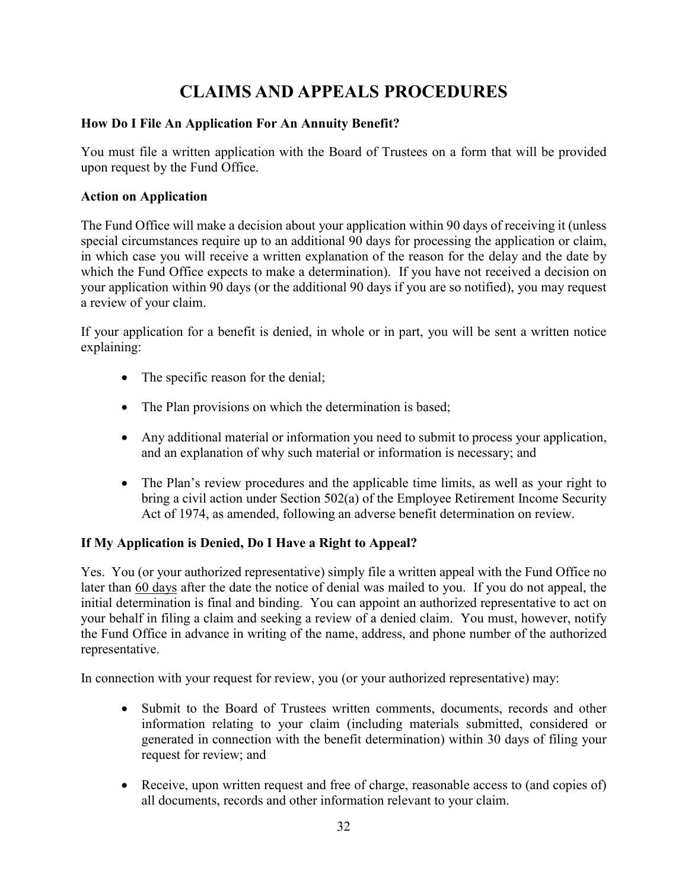# CLAIMS AND APPEALS PROCEDURES

**How Do I File An Application For An Annuity Benefit?**

You must file a written application with the Board of Trustees on a form that will be provided upon request by the Fund Office.

**Action on Application**

The Fund Office will make a decision about your application within 90 days of receiving it (unless special circumstances require up to an additional 90 days for processing the application or claim, in which case you will receive a written explanation of the reason for the delay and the date by which the Fund Office expects to make a determination). If you have not received a decision on your application within 90 days (or the additional 90 days if you are so notified), you may request a review of your claim.

If your application for a benefit is denied, in whole or in part, you will be sent a written notice explaining:

- The specific reason for the denial;
- The Plan provisions on which the determination is based;
- Any additional material or information you need to submit to process your application, and an explanation of why such material or information is necessary; and
- The Plan's review procedures and the applicable time limits, as well as your right to bring a civil action under Section 502(a) of the Employee Retirement Income Security Act of 1974, as amended, following an adverse benefit determination on review.

**If My Application is Denied, Do I Have a Right to Appeal?**

Yes. You (or your authorized representative) simply file a written appeal with the Fund Office no later than <u>60 days</u> after the date the notice of denial was mailed to you. If you do not appeal, the initial determination is final and binding. You can appoint an authorized representative to act on your behalf in filing a claim and seeking a review of a denied claim. You must, however, notify the Fund Office in advance in writing of the name, address, and phone number of the authorized representative.

In connection with your request for review, you (or your authorized representative) may:

- Submit to the Board of Trustees written comments, documents, records and other information relating to your claim (including materials submitted, considered or generated in connection with the benefit determination) within 30 days of filing your request for review; and
- Receive, upon written request and free of charge, reasonable access to (and copies of) all documents, records and other information relevant to your claim.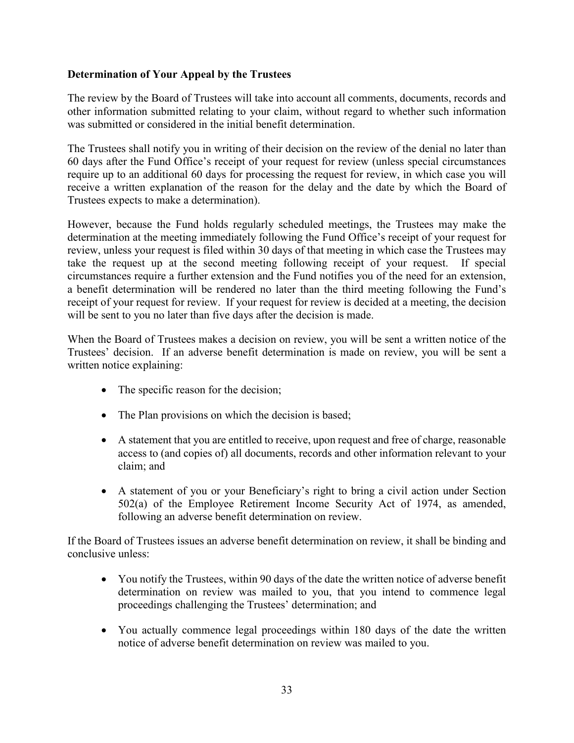**Determination of Your Appeal by the Trustees**

The review by the Board of Trustees will take into account all comments, documents, records and other information submitted relating to your claim, without regard to whether such information was submitted or considered in the initial benefit determination.

The Trustees shall notify you in writing of their decision on the review of the denial no later than 60 days after the Fund Office's receipt of your request for review (unless special circumstances require up to an additional 60 days for processing the request for review, in which case you will receive a written explanation of the reason for the delay and the date by which the Board of Trustees expects to make a determination).

However, because the Fund holds regularly scheduled meetings, the Trustees may make the determination at the meeting immediately following the Fund Office's receipt of your request for review, unless your request is filed within 30 days of that meeting in which case the Trustees may take the request up at the second meeting following receipt of your request. If special circumstances require a further extension and the Fund notifies you of the need for an extension, a benefit determination will be rendered no later than the third meeting following the Fund's receipt of your request for review. If your request for review is decided at a meeting, the decision will be sent to you no later than five days after the decision is made.

When the Board of Trustees makes a decision on review, you will be sent a written notice of the Trustees' decision. If an adverse benefit determination is made on review, you will be sent a written notice explaining:

- The specific reason for the decision;
- The Plan provisions on which the decision is based;
- A statement that you are entitled to receive, upon request and free of charge, reasonable access to (and copies of) all documents, records and other information relevant to your claim; and
- A statement of you or your Beneficiary's right to bring a civil action under Section 502(a) of the Employee Retirement Income Security Act of 1974, as amended, following an adverse benefit determination on review.

If the Board of Trustees issues an adverse benefit determination on review, it shall be binding and conclusive unless:

- You notify the Trustees, within 90 days of the date the written notice of adverse benefit determination on review was mailed to you, that you intend to commence legal proceedings challenging the Trustees' determination; and
- You actually commence legal proceedings within 180 days of the date the written notice of adverse benefit determination on review was mailed to you.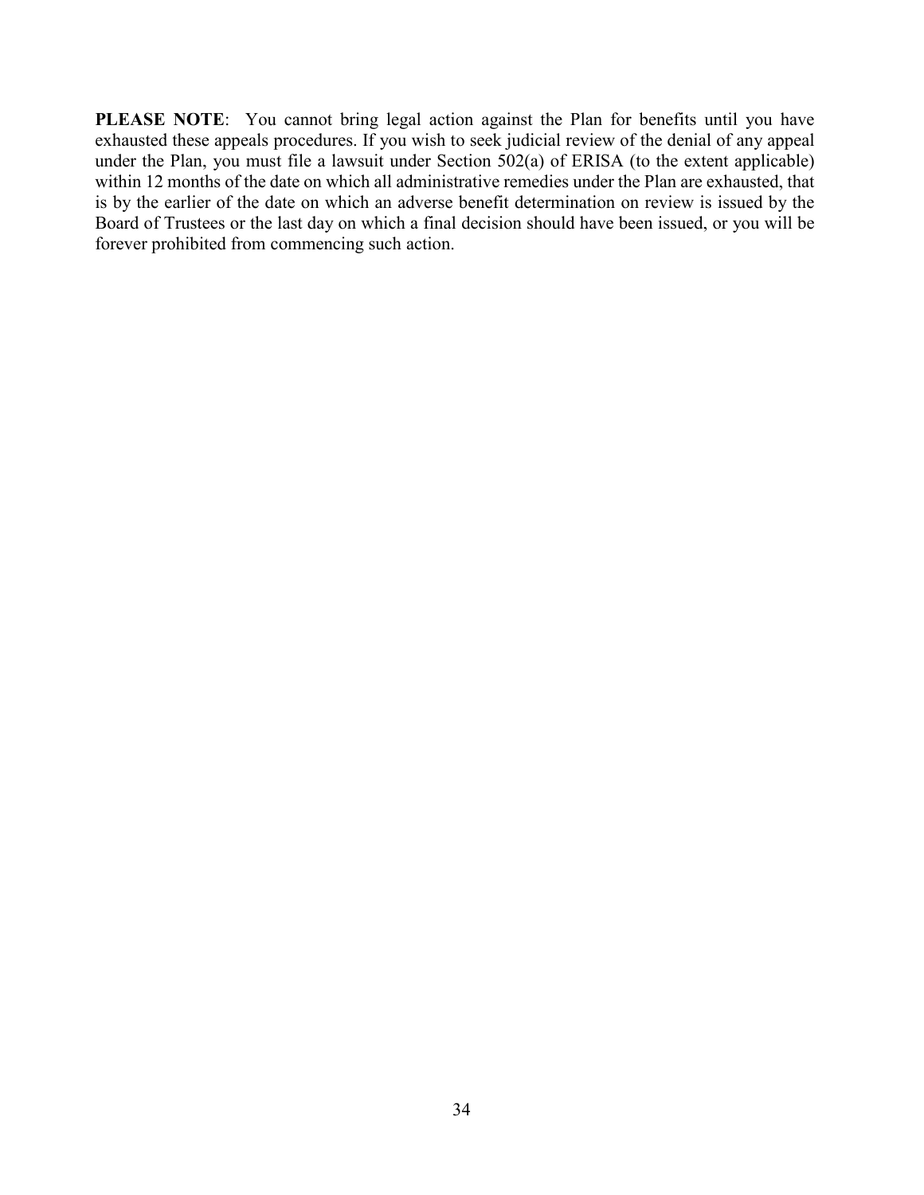**PLEASE NOTE**: You cannot bring legal action against the Plan for benefits until you have exhausted these appeals procedures. If you wish to seek judicial review of the denial of any appeal under the Plan, you must file a lawsuit under Section 502(a) of ERISA (to the extent applicable) within 12 months of the date on which all administrative remedies under the Plan are exhausted, that is by the earlier of the date on which an adverse benefit determination on review is issued by the Board of Trustees or the last day on which a final decision should have been issued, or you will be forever prohibited from commencing such action.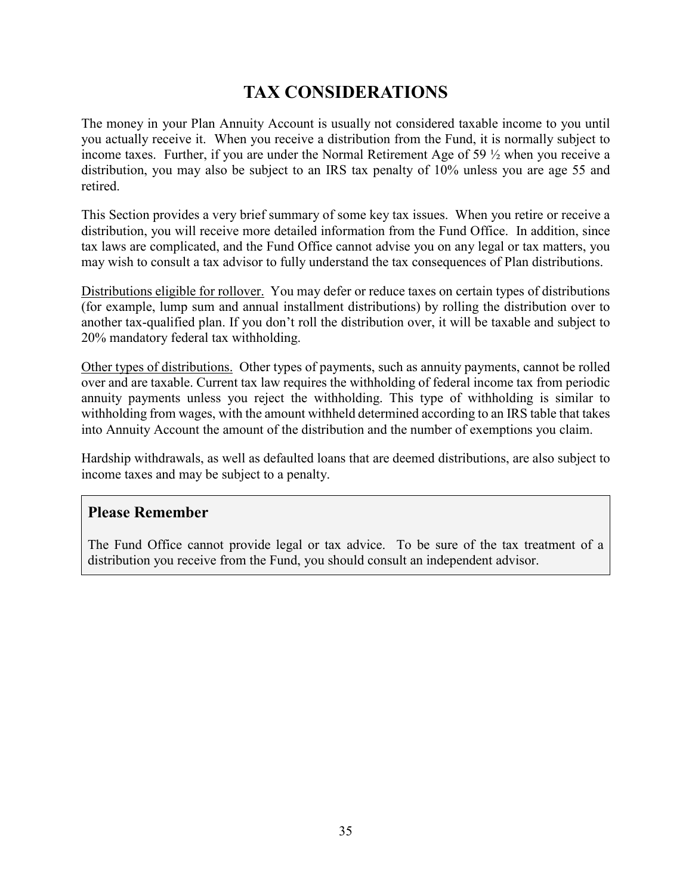# TAX CONSIDERATIONS

The money in your Plan Annuity Account is usually not considered taxable income to you until you actually receive it. When you receive a distribution from the Fund, it is normally subject to income taxes. Further, if you are under the Normal Retirement Age of 59 ½ when you receive a distribution, you may also be subject to an IRS tax penalty of 10% unless you are age 55 and retired.

This Section provides a very brief summary of some key tax issues. When you retire or receive a distribution, you will receive more detailed information from the Fund Office. In addition, since tax laws are complicated, and the Fund Office cannot advise you on any legal or tax matters, you may wish to consult a tax advisor to fully understand the tax consequences of Plan distributions.

<u>Distributions eligible for rollover.</u> You may defer or reduce taxes on certain types of distributions (for example, lump sum and annual installment distributions) by rolling the distribution over to another tax-qualified plan. If you don't roll the distribution over, it will be taxable and subject to 20% mandatory federal tax withholding.

<u>Other types of distributions.</u> Other types of payments, such as annuity payments, cannot be rolled over and are taxable. Current tax law requires the withholding of federal income tax from periodic annuity payments unless you reject the withholding. This type of withholding is similar to withholding from wages, with the amount withheld determined according to an IRS table that takes into Annuity Account the amount of the distribution and the number of exemptions you claim.

Hardship withdrawals, as well as defaulted loans that are deemed distributions, are also subject to income taxes and may be subject to a penalty.

> **Please Remember**
>
> The Fund Office cannot provide legal or tax advice. To be sure of the tax treatment of a distribution you receive from the Fund, you should consult an independent advisor.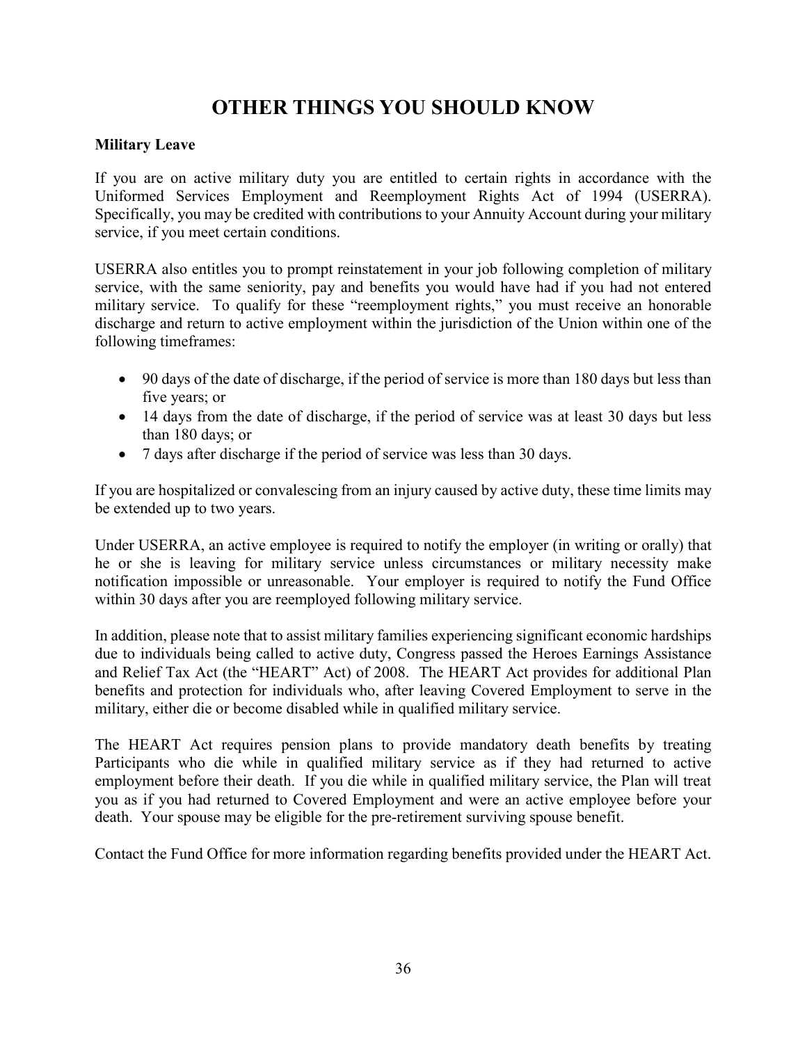# OTHER THINGS YOU SHOULD KNOW

**Military Leave**

If you are on active military duty you are entitled to certain rights in accordance with the Uniformed Services Employment and Reemployment Rights Act of 1994 (USERRA). Specifically, you may be credited with contributions to your Annuity Account during your military service, if you meet certain conditions.

USERRA also entitles you to prompt reinstatement in your job following completion of military service, with the same seniority, pay and benefits you would have had if you had not entered military service. To qualify for these "reemployment rights," you must receive an honorable discharge and return to active employment within the jurisdiction of the Union within one of the following timeframes:

- 90 days of the date of discharge, if the period of service is more than 180 days but less than five years; or
- 14 days from the date of discharge, if the period of service was at least 30 days but less than 180 days; or
- 7 days after discharge if the period of service was less than 30 days.

If you are hospitalized or convalescing from an injury caused by active duty, these time limits may be extended up to two years.

Under USERRA, an active employee is required to notify the employer (in writing or orally) that he or she is leaving for military service unless circumstances or military necessity make notification impossible or unreasonable. Your employer is required to notify the Fund Office within 30 days after you are reemployed following military service.

In addition, please note that to assist military families experiencing significant economic hardships due to individuals being called to active duty, Congress passed the Heroes Earnings Assistance and Relief Tax Act (the "HEART" Act) of 2008. The HEART Act provides for additional Plan benefits and protection for individuals who, after leaving Covered Employment to serve in the military, either die or become disabled while in qualified military service.

The HEART Act requires pension plans to provide mandatory death benefits by treating Participants who die while in qualified military service as if they had returned to active employment before their death. If you die while in qualified military service, the Plan will treat you as if you had returned to Covered Employment and were an active employee before your death. Your spouse may be eligible for the pre-retirement surviving spouse benefit.

Contact the Fund Office for more information regarding benefits provided under the HEART Act.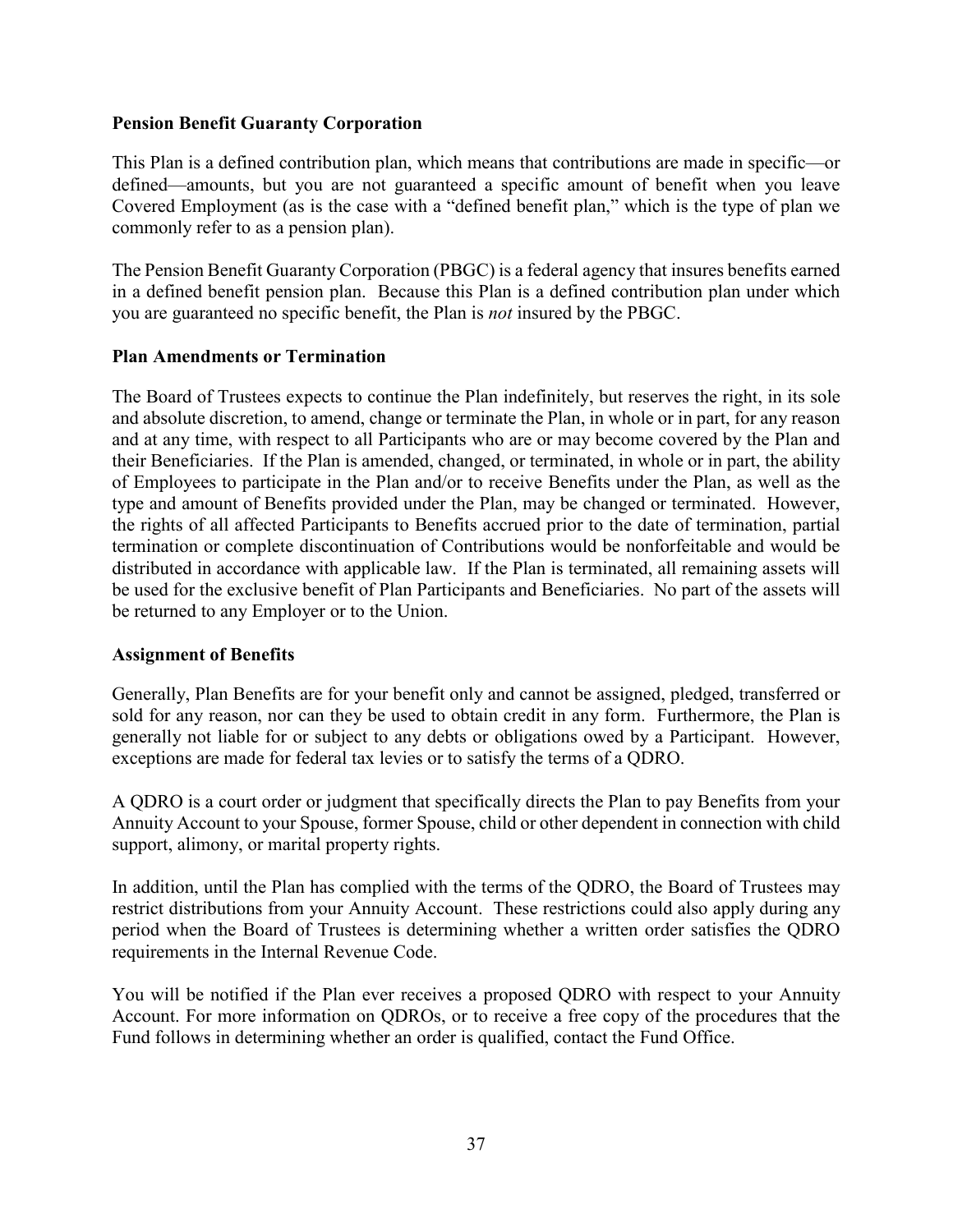## Pension Benefit Guaranty Corporation

This Plan is a defined contribution plan, which means that contributions are made in specific—or defined—amounts, but you are not guaranteed a specific amount of benefit when you leave Covered Employment (as is the case with a "defined benefit plan," which is the type of plan we commonly refer to as a pension plan).

The Pension Benefit Guaranty Corporation (PBGC) is a federal agency that insures benefits earned in a defined benefit pension plan. Because this Plan is a defined contribution plan under which you are guaranteed no specific benefit, the Plan is *not* insured by the PBGC.

## Plan Amendments or Termination

The Board of Trustees expects to continue the Plan indefinitely, but reserves the right, in its sole and absolute discretion, to amend, change or terminate the Plan, in whole or in part, for any reason and at any time, with respect to all Participants who are or may become covered by the Plan and their Beneficiaries. If the Plan is amended, changed, or terminated, in whole or in part, the ability of Employees to participate in the Plan and/or to receive Benefits under the Plan, as well as the type and amount of Benefits provided under the Plan, may be changed or terminated. However, the rights of all affected Participants to Benefits accrued prior to the date of termination, partial termination or complete discontinuation of Contributions would be nonforfeitable and would be distributed in accordance with applicable law. If the Plan is terminated, all remaining assets will be used for the exclusive benefit of Plan Participants and Beneficiaries. No part of the assets will be returned to any Employer or to the Union.

## Assignment of Benefits

Generally, Plan Benefits are for your benefit only and cannot be assigned, pledged, transferred or sold for any reason, nor can they be used to obtain credit in any form. Furthermore, the Plan is generally not liable for or subject to any debts or obligations owed by a Participant. However, exceptions are made for federal tax levies or to satisfy the terms of a QDRO.

A QDRO is a court order or judgment that specifically directs the Plan to pay Benefits from your Annuity Account to your Spouse, former Spouse, child or other dependent in connection with child support, alimony, or marital property rights.

In addition, until the Plan has complied with the terms of the QDRO, the Board of Trustees may restrict distributions from your Annuity Account. These restrictions could also apply during any period when the Board of Trustees is determining whether a written order satisfies the QDRO requirements in the Internal Revenue Code.

You will be notified if the Plan ever receives a proposed QDRO with respect to your Annuity Account. For more information on QDROs, or to receive a free copy of the procedures that the Fund follows in determining whether an order is qualified, contact the Fund Office.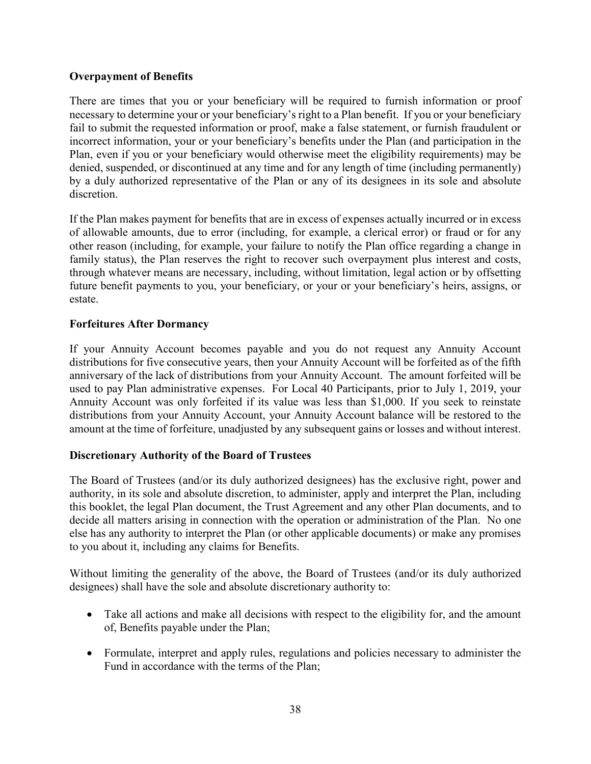**Overpayment of Benefits**

There are times that you or your beneficiary will be required to furnish information or proof necessary to determine your or your beneficiary's right to a Plan benefit. If you or your beneficiary fail to submit the requested information or proof, make a false statement, or furnish fraudulent or incorrect information, your or your beneficiary's benefits under the Plan (and participation in the Plan, even if you or your beneficiary would otherwise meet the eligibility requirements) may be denied, suspended, or discontinued at any time and for any length of time (including permanently) by a duly authorized representative of the Plan or any of its designees in its sole and absolute discretion.

If the Plan makes payment for benefits that are in excess of expenses actually incurred or in excess of allowable amounts, due to error (including, for example, a clerical error) or fraud or for any other reason (including, for example, your failure to notify the Plan office regarding a change in family status), the Plan reserves the right to recover such overpayment plus interest and costs, through whatever means are necessary, including, without limitation, legal action or by offsetting future benefit payments to you, your beneficiary, or your or your beneficiary's heirs, assigns, or estate.

**Forfeitures After Dormancy**

If your Annuity Account becomes payable and you do not request any Annuity Account distributions for five consecutive years, then your Annuity Account will be forfeited as of the fifth anniversary of the lack of distributions from your Annuity Account. The amount forfeited will be used to pay Plan administrative expenses. For Local 40 Participants, prior to July 1, 2019, your Annuity Account was only forfeited if its value was less than $1,000. If you seek to reinstate distributions from your Annuity Account, your Annuity Account balance will be restored to the amount at the time of forfeiture, unadjusted by any subsequent gains or losses and without interest.

**Discretionary Authority of the Board of Trustees**

The Board of Trustees (and/or its duly authorized designees) has the exclusive right, power and authority, in its sole and absolute discretion, to administer, apply and interpret the Plan, including this booklet, the legal Plan document, the Trust Agreement and any other Plan documents, and to decide all matters arising in connection with the operation or administration of the Plan. No one else has any authority to interpret the Plan (or other applicable documents) or make any promises to you about it, including any claims for Benefits.

Without limiting the generality of the above, the Board of Trustees (and/or its duly authorized designees) shall have the sole and absolute discretionary authority to:

- Take all actions and make all decisions with respect to the eligibility for, and the amount of, Benefits payable under the Plan;
- Formulate, interpret and apply rules, regulations and policies necessary to administer the Fund in accordance with the terms of the Plan;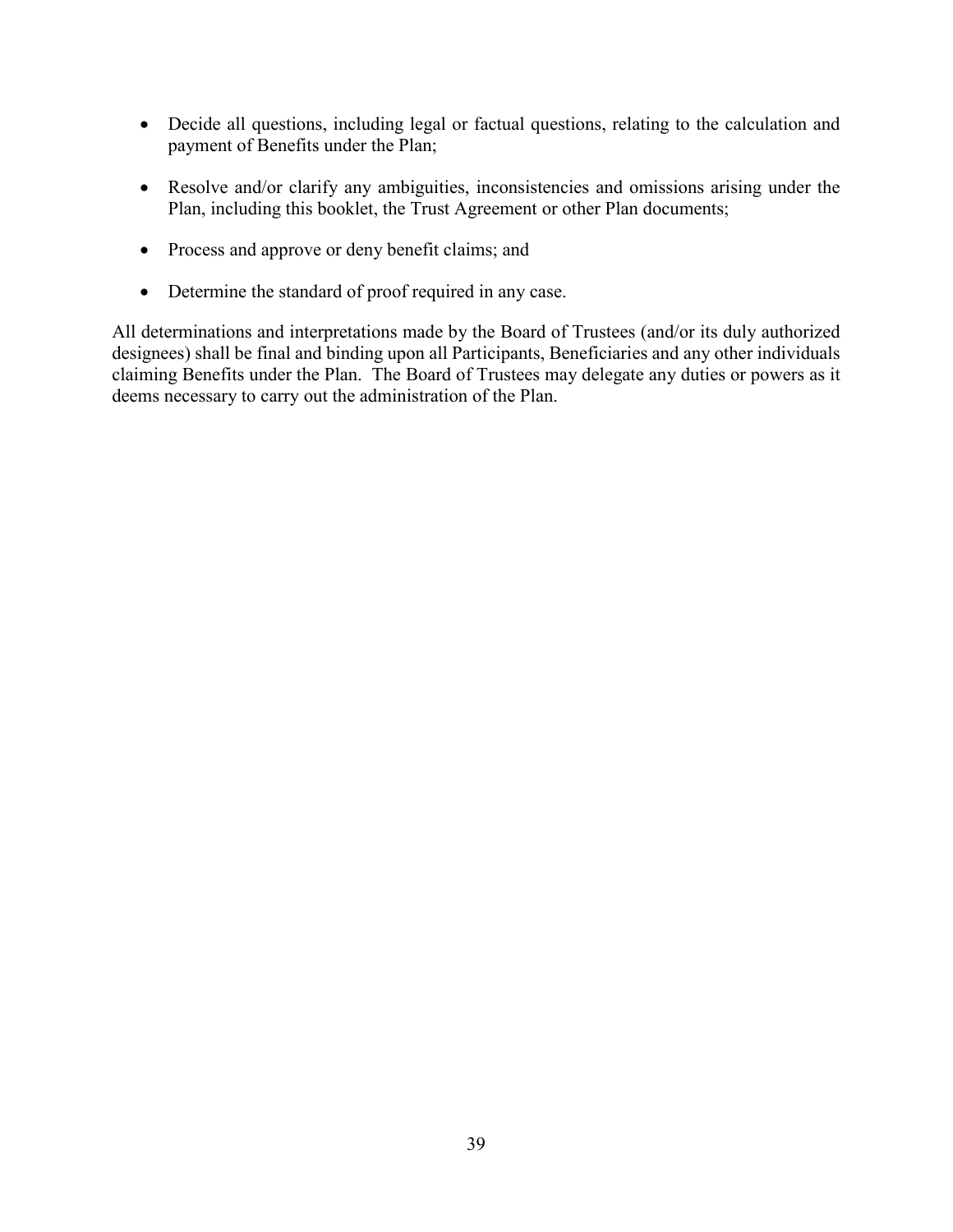- Decide all questions, including legal or factual questions, relating to the calculation and payment of Benefits under the Plan;
- Resolve and/or clarify any ambiguities, inconsistencies and omissions arising under the Plan, including this booklet, the Trust Agreement or other Plan documents;
- Process and approve or deny benefit claims; and
- Determine the standard of proof required in any case.

All determinations and interpretations made by the Board of Trustees (and/or its duly authorized designees) shall be final and binding upon all Participants, Beneficiaries and any other individuals claiming Benefits under the Plan. The Board of Trustees may delegate any duties or powers as it deems necessary to carry out the administration of the Plan.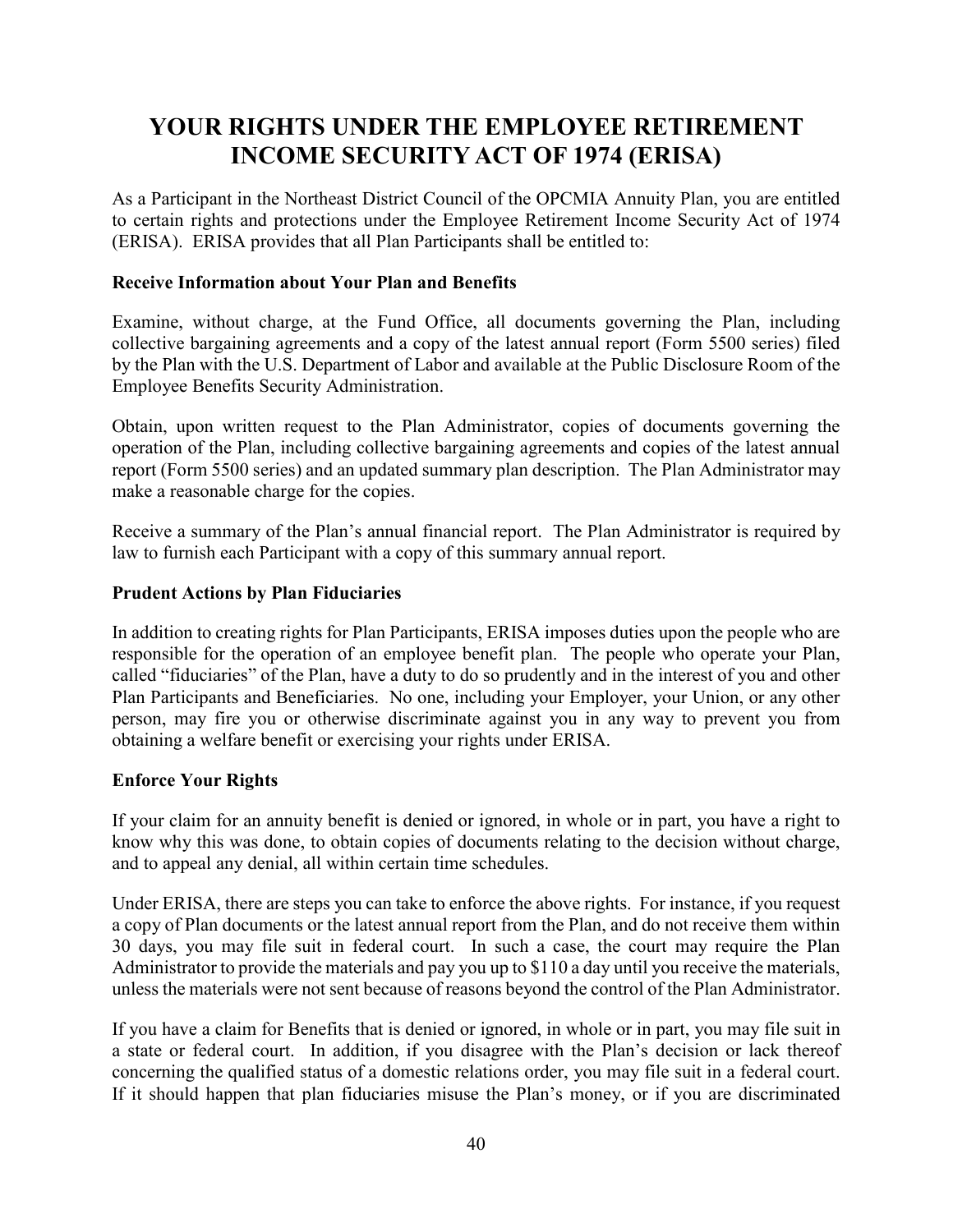# YOUR RIGHTS UNDER THE EMPLOYEE RETIREMENT INCOME SECURITY ACT OF 1974 (ERISA)

As a Participant in the Northeast District Council of the OPCMIA Annuity Plan, you are entitled to certain rights and protections under the Employee Retirement Income Security Act of 1974 (ERISA). ERISA provides that all Plan Participants shall be entitled to:

**Receive Information about Your Plan and Benefits**

Examine, without charge, at the Fund Office, all documents governing the Plan, including collective bargaining agreements and a copy of the latest annual report (Form 5500 series) filed by the Plan with the U.S. Department of Labor and available at the Public Disclosure Room of the Employee Benefits Security Administration.

Obtain, upon written request to the Plan Administrator, copies of documents governing the operation of the Plan, including collective bargaining agreements and copies of the latest annual report (Form 5500 series) and an updated summary plan description. The Plan Administrator may make a reasonable charge for the copies.

Receive a summary of the Plan's annual financial report. The Plan Administrator is required by law to furnish each Participant with a copy of this summary annual report.

**Prudent Actions by Plan Fiduciaries**

In addition to creating rights for Plan Participants, ERISA imposes duties upon the people who are responsible for the operation of an employee benefit plan. The people who operate your Plan, called "fiduciaries" of the Plan, have a duty to do so prudently and in the interest of you and other Plan Participants and Beneficiaries. No one, including your Employer, your Union, or any other person, may fire you or otherwise discriminate against you in any way to prevent you from obtaining a welfare benefit or exercising your rights under ERISA.

**Enforce Your Rights**

If your claim for an annuity benefit is denied or ignored, in whole or in part, you have a right to know why this was done, to obtain copies of documents relating to the decision without charge, and to appeal any denial, all within certain time schedules.

Under ERISA, there are steps you can take to enforce the above rights. For instance, if you request a copy of Plan documents or the latest annual report from the Plan, and do not receive them within 30 days, you may file suit in federal court. In such a case, the court may require the Plan Administrator to provide the materials and pay you up to $110 a day until you receive the materials, unless the materials were not sent because of reasons beyond the control of the Plan Administrator.

If you have a claim for Benefits that is denied or ignored, in whole or in part, you may file suit in a state or federal court. In addition, if you disagree with the Plan's decision or lack thereof concerning the qualified status of a domestic relations order, you may file suit in a federal court. If it should happen that plan fiduciaries misuse the Plan's money, or if you are discriminated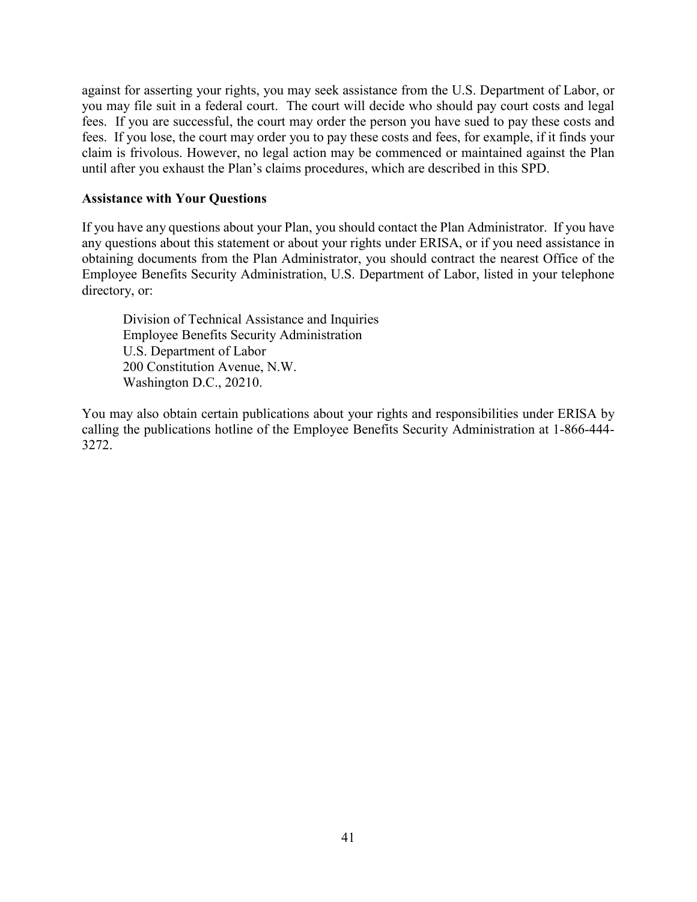against for asserting your rights, you may seek assistance from the U.S. Department of Labor, or you may file suit in a federal court. The court will decide who should pay court costs and legal fees. If you are successful, the court may order the person you have sued to pay these costs and fees. If you lose, the court may order you to pay these costs and fees, for example, if it finds your claim is frivolous. However, no legal action may be commenced or maintained against the Plan until after you exhaust the Plan's claims procedures, which are described in this SPD.

**Assistance with Your Questions**

If you have any questions about your Plan, you should contact the Plan Administrator. If you have any questions about this statement or about your rights under ERISA, or if you need assistance in obtaining documents from the Plan Administrator, you should contract the nearest Office of the Employee Benefits Security Administration, U.S. Department of Labor, listed in your telephone directory, or:

> Division of Technical Assistance and Inquiries
> Employee Benefits Security Administration
> U.S. Department of Labor
> 200 Constitution Avenue, N.W.
> Washington D.C., 20210.

You may also obtain certain publications about your rights and responsibilities under ERISA by calling the publications hotline of the Employee Benefits Security Administration at 1-866-444-3272.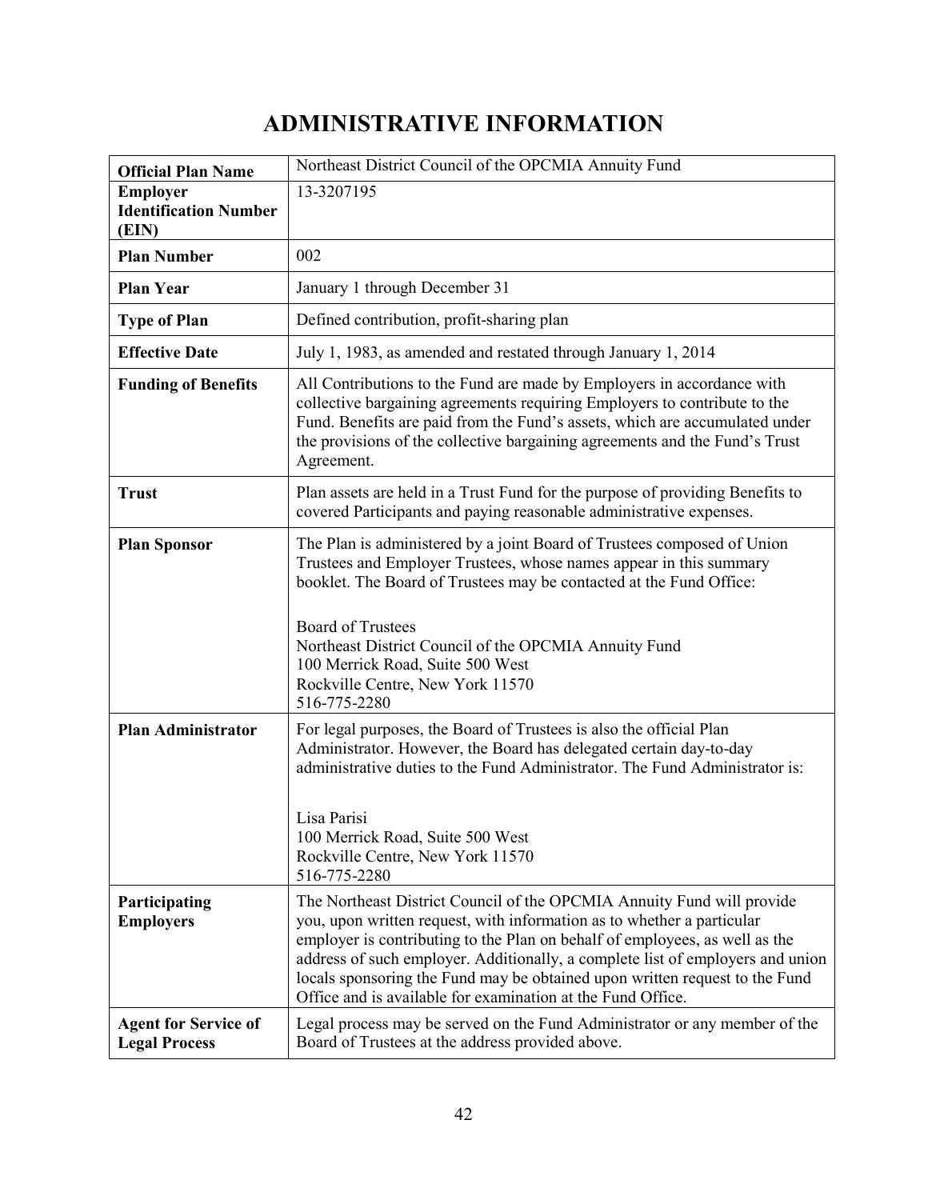# ADMINISTRATIVE INFORMATION

| | |
|---|---|
| **Official Plan Name** | Northeast District Council of the OPCMIA Annuity Fund |
| **Employer Identification Number (EIN)** | 13-3207195 |
| **Plan Number** | 002 |
| **Plan Year** | January 1 through December 31 |
| **Type of Plan** | Defined contribution, profit-sharing plan |
| **Effective Date** | July 1, 1983, as amended and restated through January 1, 2014 |
| **Funding of Benefits** | All Contributions to the Fund are made by Employers in accordance with collective bargaining agreements requiring Employers to contribute to the Fund. Benefits are paid from the Fund's assets, which are accumulated under the provisions of the collective bargaining agreements and the Fund's Trust Agreement. |
| **Trust** | Plan assets are held in a Trust Fund for the purpose of providing Benefits to covered Participants and paying reasonable administrative expenses. |
| **Plan Sponsor** | The Plan is administered by a joint Board of Trustees composed of Union Trustees and Employer Trustees, whose names appear in this summary booklet. The Board of Trustees may be contacted at the Fund Office:<br><br>Board of Trustees<br>Northeast District Council of the OPCMIA Annuity Fund<br>100 Merrick Road, Suite 500 West<br>Rockville Centre, New York 11570<br>516-775-2280 |
| **Plan Administrator** | For legal purposes, the Board of Trustees is also the official Plan Administrator. However, the Board has delegated certain day-to-day administrative duties to the Fund Administrator. The Fund Administrator is:<br><br>Lisa Parisi<br>100 Merrick Road, Suite 500 West<br>Rockville Centre, New York 11570<br>516-775-2280 |
| **Participating Employers** | The Northeast District Council of the OPCMIA Annuity Fund will provide you, upon written request, with information as to whether a particular employer is contributing to the Plan on behalf of employees, as well as the address of such employer. Additionally, a complete list of employers and union locals sponsoring the Fund may be obtained upon written request to the Fund Office and is available for examination at the Fund Office. |
| **Agent for Service of Legal Process** | Legal process may be served on the Fund Administrator or any member of the Board of Trustees at the address provided above. |